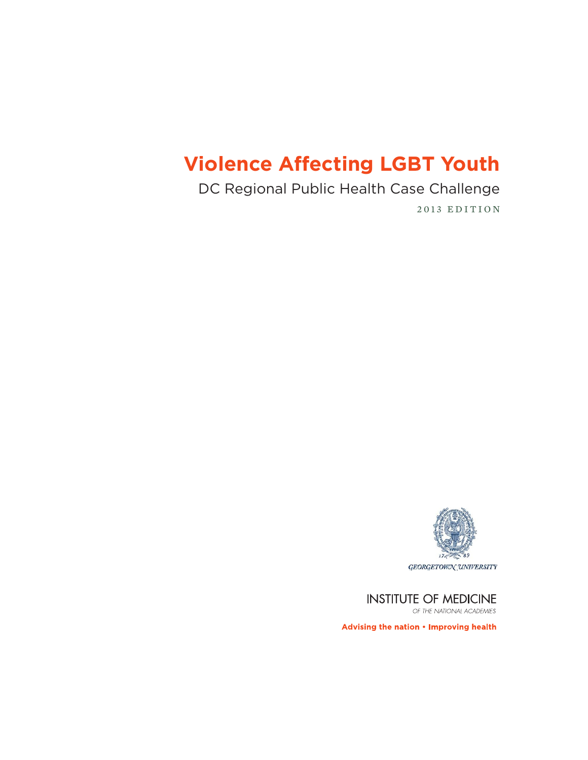# Violence Affecting LGBT Youth

DC Regional Public Health Case Challenge

2013 EDITION

GEORGETOWN UNIVERSITY

INSTITUTE OF MEDICINE

OF THE NATIONAL ACADEMIES

**Advising the nation • Improving health**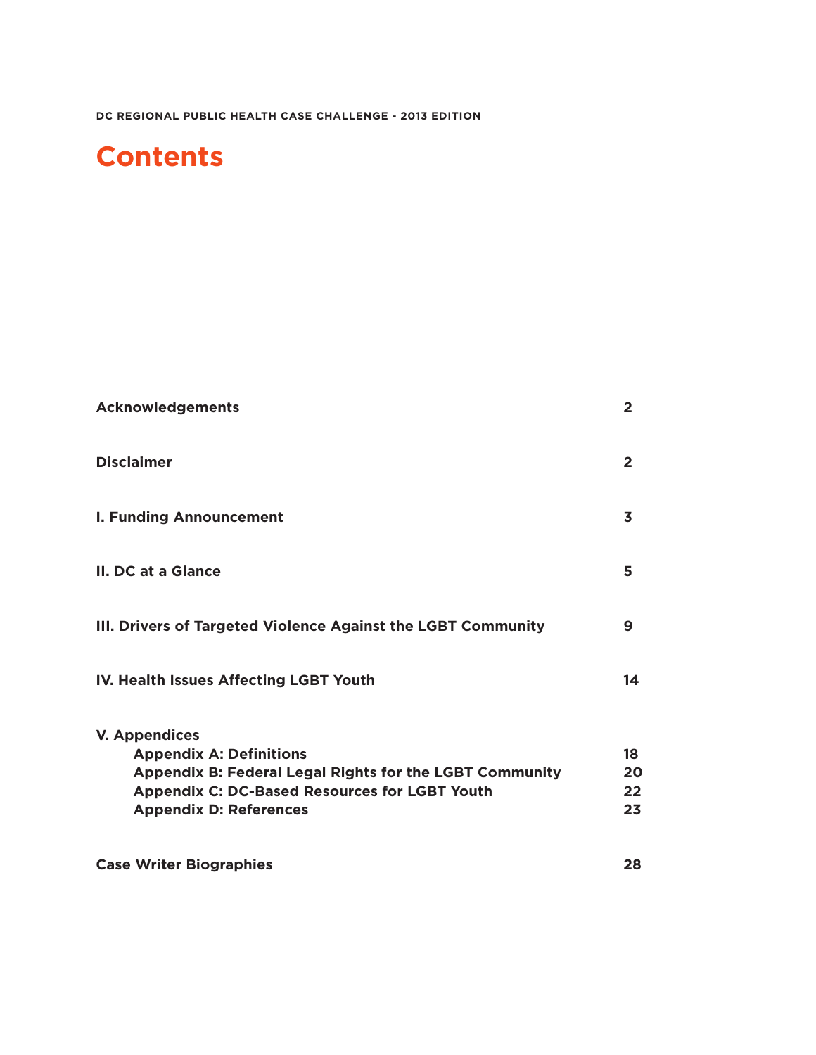# Contents

| | |
|---|---|
| **Acknowledgements** | **2** |
| **Disclaimer** | **2** |
| **I. Funding Announcement** | **3** |
| **II. DC at a Glance** | **5** |
| **III. Drivers of Targeted Violence Against the LGBT Community** | **9** |
| **IV. Health Issues Affecting LGBT Youth** | **14** |
| **V. Appendices** | |
| **Appendix A: Definitions** | **18** |
| **Appendix B: Federal Legal Rights for the LGBT Community** | **20** |
| **Appendix C: DC-Based Resources for LGBT Youth** | **22** |
| **Appendix D: References** | **23** |
| **Case Writer Biographies** | **28** |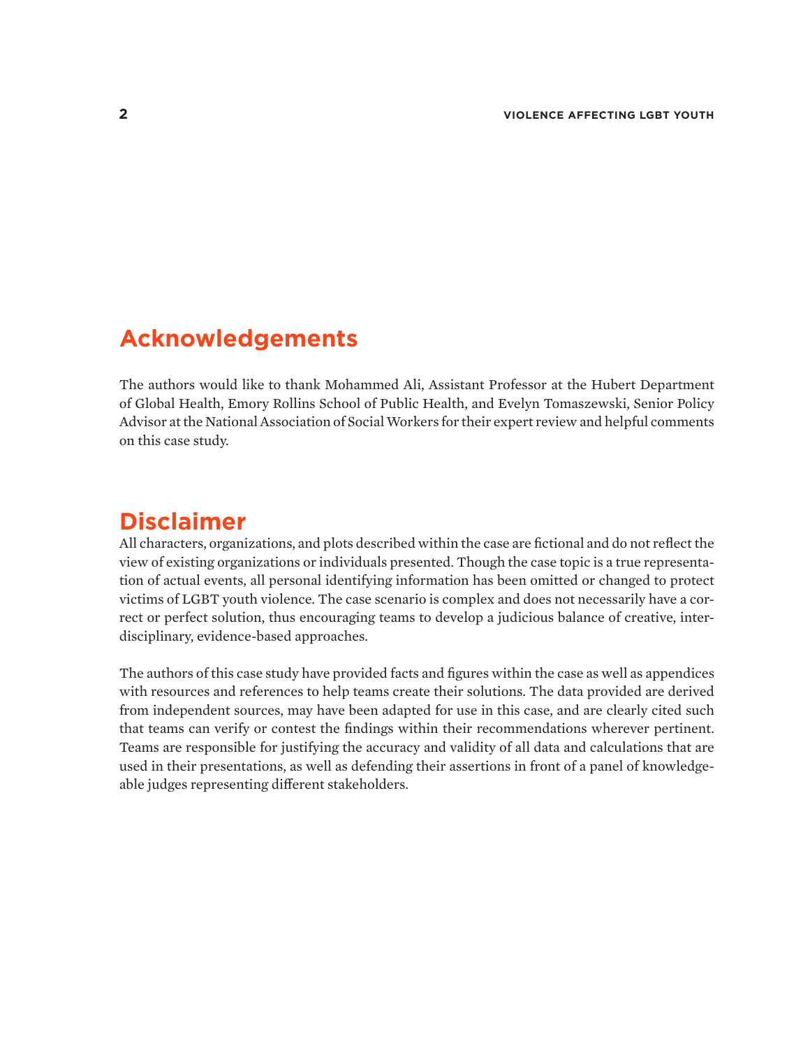## Acknowledgements

The authors would like to thank Mohammed Ali, Assistant Professor at the Hubert Department of Global Health, Emory Rollins School of Public Health, and Evelyn Tomaszewski, Senior Policy Advisor at the National Association of Social Workers for their expert review and helpful comments on this case study.

## Disclaimer

All characters, organizations, and plots described within the case are fictional and do not reflect the view of existing organizations or individuals presented. Though the case topic is a true representation of actual events, all personal identifying information has been omitted or changed to protect victims of LGBT youth violence. The case scenario is complex and does not necessarily have a correct or perfect solution, thus encouraging teams to develop a judicious balance of creative, interdisciplinary, evidence-based approaches.

The authors of this case study have provided facts and figures within the case as well as appendices with resources and references to help teams create their solutions. The data provided are derived from independent sources, may have been adapted for use in this case, and are clearly cited such that teams can verify or contest the findings within their recommendations wherever pertinent. Teams are responsible for justifying the accuracy and validity of all data and calculations that are used in their presentations, as well as defending their assertions in front of a panel of knowledgeable judges representing different stakeholders.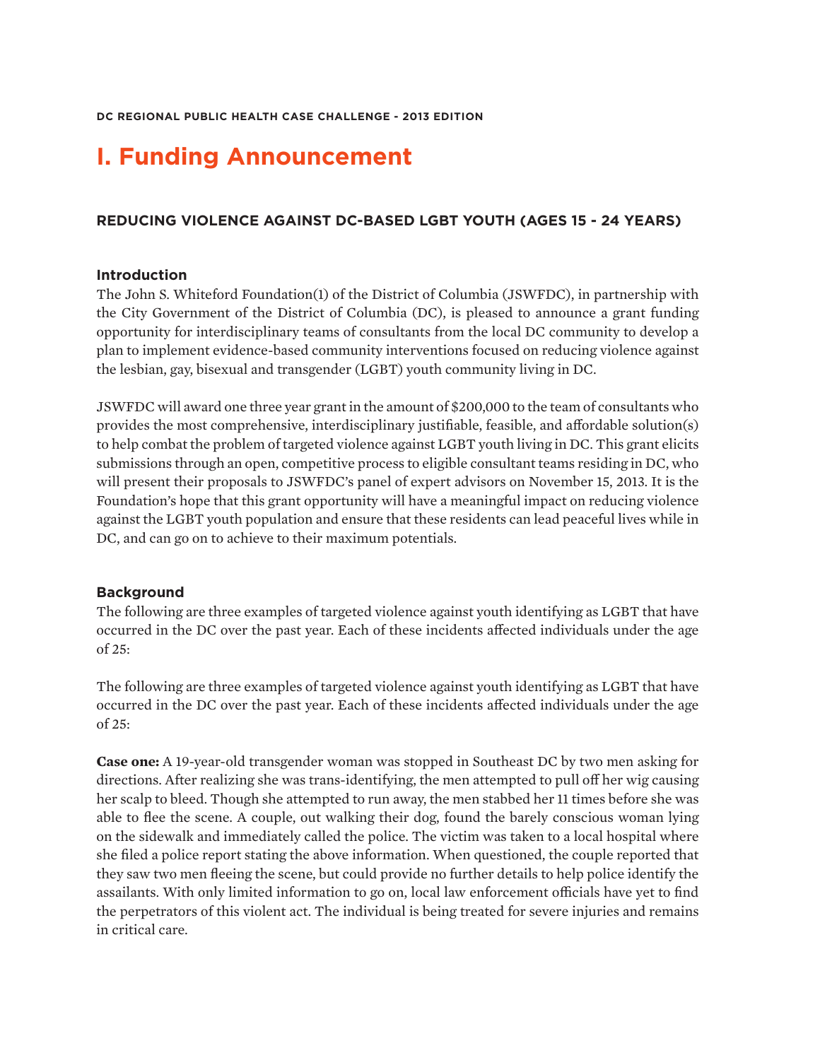DC REGIONAL PUBLIC HEALTH CASE CHALLENGE - 2013 EDITION

# I. Funding Announcement

### REDUCING VIOLENCE AGAINST DC-BASED LGBT YOUTH (AGES 15 - 24 YEARS)

#### Introduction

The John S. Whiteford Foundation(1) of the District of Columbia (JSWFDC), in partnership with the City Government of the District of Columbia (DC), is pleased to announce a grant funding opportunity for interdisciplinary teams of consultants from the local DC community to develop a plan to implement evidence-based community interventions focused on reducing violence against the lesbian, gay, bisexual and transgender (LGBT) youth community living in DC.

JSWFDC will award one three year grant in the amount of $200,000 to the team of consultants who provides the most comprehensive, interdisciplinary justifiable, feasible, and affordable solution(s) to help combat the problem of targeted violence against LGBT youth living in DC. This grant elicits submissions through an open, competitive process to eligible consultant teams residing in DC, who will present their proposals to JSWFDC's panel of expert advisors on November 15, 2013. It is the Foundation's hope that this grant opportunity will have a meaningful impact on reducing violence against the LGBT youth population and ensure that these residents can lead peaceful lives while in DC, and can go on to achieve to their maximum potentials.

#### Background

The following are three examples of targeted violence against youth identifying as LGBT that have occurred in the DC over the past year. Each of these incidents affected individuals under the age of 25:

The following are three examples of targeted violence against youth identifying as LGBT that have occurred in the DC over the past year. Each of these incidents affected individuals under the age of 25:

**Case one:** A 19-year-old transgender woman was stopped in Southeast DC by two men asking for directions. After realizing she was trans-identifying, the men attempted to pull off her wig causing her scalp to bleed. Though she attempted to run away, the men stabbed her 11 times before she was able to flee the scene. A couple, out walking their dog, found the barely conscious woman lying on the sidewalk and immediately called the police. The victim was taken to a local hospital where she filed a police report stating the above information. When questioned, the couple reported that they saw two men fleeing the scene, but could provide no further details to help police identify the assailants. With only limited information to go on, local law enforcement officials have yet to find the perpetrators of this violent act. The individual is being treated for severe injuries and remains in critical care.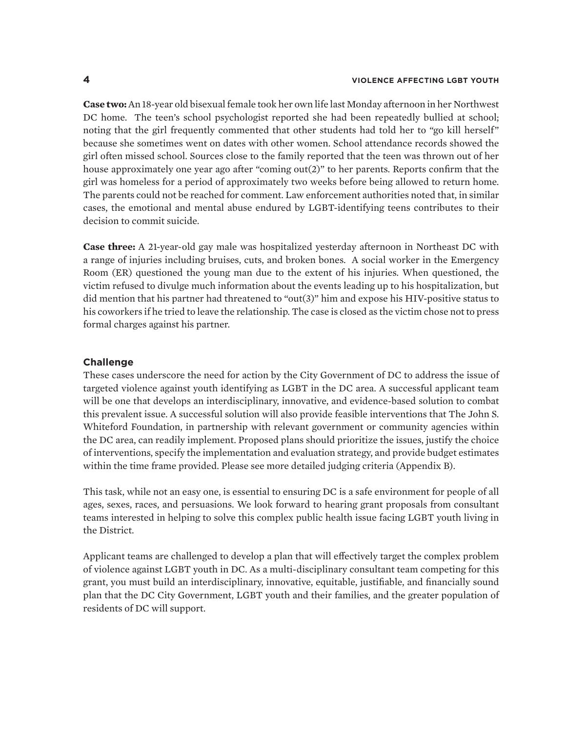**Case two:** An 18-year old bisexual female took her own life last Monday afternoon in her Northwest DC home. The teen's school psychologist reported she had been repeatedly bullied at school; noting that the girl frequently commented that other students had told her to "go kill herself" because she sometimes went on dates with other women. School attendance records showed the girl often missed school. Sources close to the family reported that the teen was thrown out of her house approximately one year ago after "coming out(2)" to her parents. Reports confirm that the girl was homeless for a period of approximately two weeks before being allowed to return home. The parents could not be reached for comment. Law enforcement authorities noted that, in similar cases, the emotional and mental abuse endured by LGBT-identifying teens contributes to their decision to commit suicide.

**Case three:** A 21-year-old gay male was hospitalized yesterday afternoon in Northeast DC with a range of injuries including bruises, cuts, and broken bones. A social worker in the Emergency Room (ER) questioned the young man due to the extent of his injuries. When questioned, the victim refused to divulge much information about the events leading up to his hospitalization, but did mention that his partner had threatened to "out(3)" him and expose his HIV-positive status to his coworkers if he tried to leave the relationship. The case is closed as the victim chose not to press formal charges against his partner.

## Challenge

These cases underscore the need for action by the City Government of DC to address the issue of targeted violence against youth identifying as LGBT in the DC area. A successful applicant team will be one that develops an interdisciplinary, innovative, and evidence-based solution to combat this prevalent issue. A successful solution will also provide feasible interventions that The John S. Whiteford Foundation, in partnership with relevant government or community agencies within the DC area, can readily implement. Proposed plans should prioritize the issues, justify the choice of interventions, specify the implementation and evaluation strategy, and provide budget estimates within the time frame provided. Please see more detailed judging criteria (Appendix B).

This task, while not an easy one, is essential to ensuring DC is a safe environment for people of all ages, sexes, races, and persuasions. We look forward to hearing grant proposals from consultant teams interested in helping to solve this complex public health issue facing LGBT youth living in the District.

Applicant teams are challenged to develop a plan that will effectively target the complex problem of violence against LGBT youth in DC. As a multi-disciplinary consultant team competing for this grant, you must build an interdisciplinary, innovative, equitable, justifiable, and financially sound plan that the DC City Government, LGBT youth and their families, and the greater population of residents of DC will support.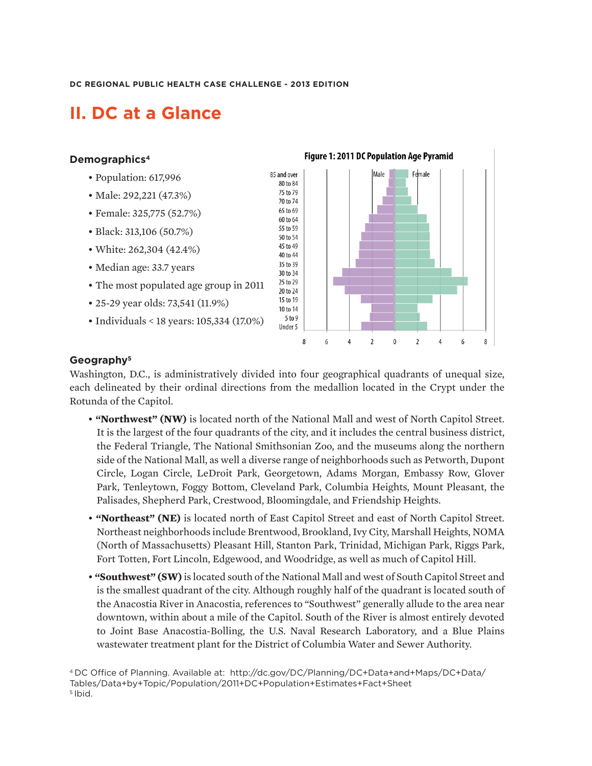# II. DC at a Glance

### Demographics[4]

- Population: 617,996
- Male: 292,221 (47.3%)
- Female: 325,775 (52.7%)
- Black: 313,106 (50.7%)
- White: 262,304 (42.4%)
- Median age: 33.7 years
- The most populated age group in 2011
- 25-29 year olds: 73,541 (11.9%)
- Individuals < 18 years: 105,334 (17.0%)

**Figure 1: 2011 DC Population Age Pyramid**

### Geography[5]

Washington, D.C., is administratively divided into four geographical quadrants of unequal size, each delineated by their ordinal directions from the medallion located in the Crypt under the Rotunda of the Capitol.

- **"Northwest" (NW)** is located north of the National Mall and west of North Capitol Street. It is the largest of the four quadrants of the city, and it includes the central business district, the Federal Triangle, The National Smithsonian Zoo, and the museums along the northern side of the National Mall, as well a diverse range of neighborhoods such as Petworth, Dupont Circle, Logan Circle, LeDroit Park, Georgetown, Adams Morgan, Embassy Row, Glover Park, Tenleytown, Foggy Bottom, Cleveland Park, Columbia Heights, Mount Pleasant, the Palisades, Shepherd Park, Crestwood, Bloomingdale, and Friendship Heights.
- **"Northeast" (NE)** is located north of East Capitol Street and east of North Capitol Street. Northeast neighborhoods include Brentwood, Brookland, Ivy City, Marshall Heights, NOMA (North of Massachusetts) Pleasant Hill, Stanton Park, Trinidad, Michigan Park, Riggs Park, Fort Totten, Fort Lincoln, Edgewood, and Woodridge, as well as much of Capitol Hill.
- **"Southwest" (SW)** is located south of the National Mall and west of South Capitol Street and is the smallest quadrant of the city. Although roughly half of the quadrant is located south of the Anacostia River in Anacostia, references to "Southwest" generally allude to the area near downtown, within about a mile of the Capitol. South of the River is almost entirely devoted to Joint Base Anacostia-Bolling, the U.S. Naval Research Laboratory, and a Blue Plains wastewater treatment plant for the District of Columbia Water and Sewer Authority.

[4] DC Office of Planning. Available at: http://dc.gov/DC/Planning/DC+Data+and+Maps/DC+Data/Tables/Data+by+Topic/Population/2011+DC+Population+Estimates+Fact+Sheet
[5] Ibid.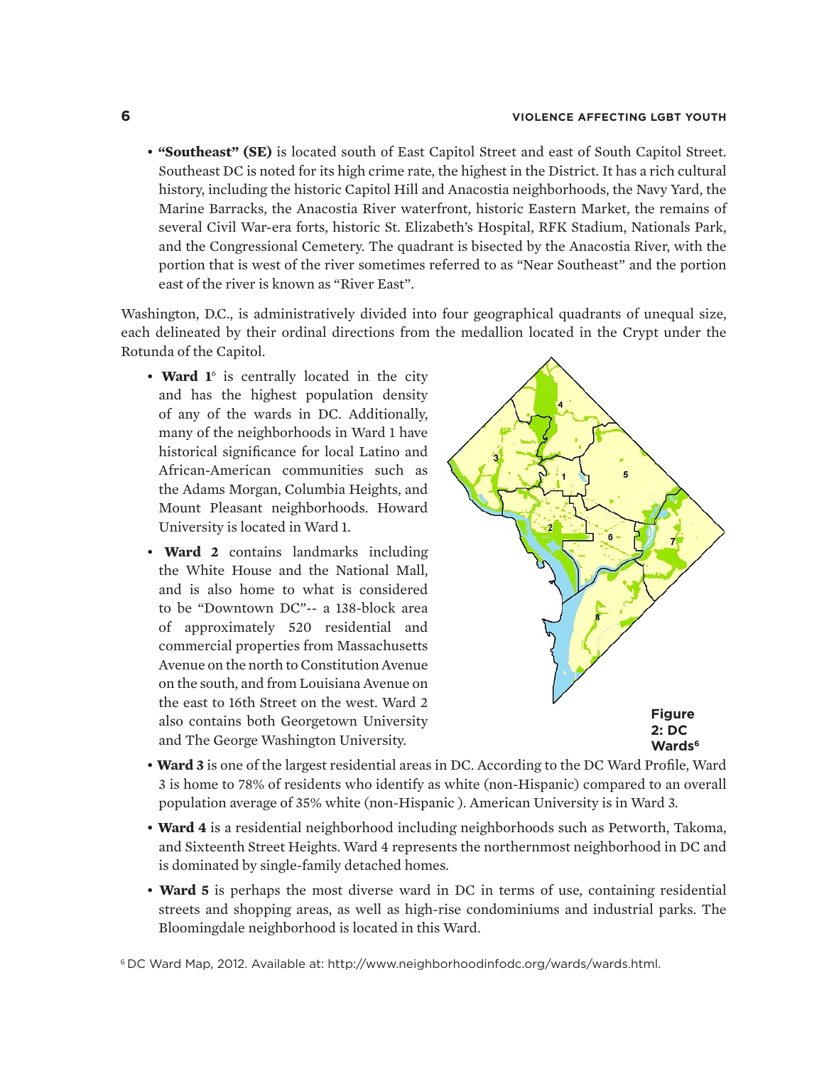- **"Southeast" (SE)** is located south of East Capitol Street and east of South Capitol Street. Southeast DC is noted for its high crime rate, the highest in the District. It has a rich cultural history, including the historic Capitol Hill and Anacostia neighborhoods, the Navy Yard, the Marine Barracks, the Anacostia River waterfront, historic Eastern Market, the remains of several Civil War-era forts, historic St. Elizabeth's Hospital, RFK Stadium, Nationals Park, and the Congressional Cemetery. The quadrant is bisected by the Anacostia River, with the portion that is west of the river sometimes referred to as "Near Southeast" and the portion east of the river is known as "River East".

Washington, D.C., is administratively divided into four geographical quadrants of unequal size, each delineated by their ordinal directions from the medallion located in the Crypt under the Rotunda of the Capitol.

- **Ward 1**[6] is centrally located in the city and has the highest population density of any of the wards in DC. Additionally, many of the neighborhoods in Ward 1 have historical significance for local Latino and African-American communities such as the Adams Morgan, Columbia Heights, and Mount Pleasant neighborhoods. Howard University is located in Ward 1.
- **Ward 2** contains landmarks including the White House and the National Mall, and is also home to what is considered to be "Downtown DC"-- a 138-block area of approximately 520 residential and commercial properties from Massachusetts Avenue on the north to Constitution Avenue on the south, and from Louisiana Avenue on the east to 16th Street on the west. Ward 2 also contains both Georgetown University and The George Washington University.

**Figure 2: DC Wards**[6]

- **Ward 3** is one of the largest residential areas in DC. According to the DC Ward Profile, Ward 3 is home to 78% of residents who identify as white (non-Hispanic) compared to an overall population average of 35% white (non-Hispanic ). American University is in Ward 3.
- **Ward 4** is a residential neighborhood including neighborhoods such as Petworth, Takoma, and Sixteenth Street Heights. Ward 4 represents the northernmost neighborhood in DC and is dominated by single-family detached homes.
- **Ward 5** is perhaps the most diverse ward in DC in terms of use, containing residential streets and shopping areas, as well as high-rise condominiums and industrial parks. The Bloomingdale neighborhood is located in this Ward.

[6] DC Ward Map, 2012. Available at: http://www.neighborhoodinfodc.org/wards/wards.html.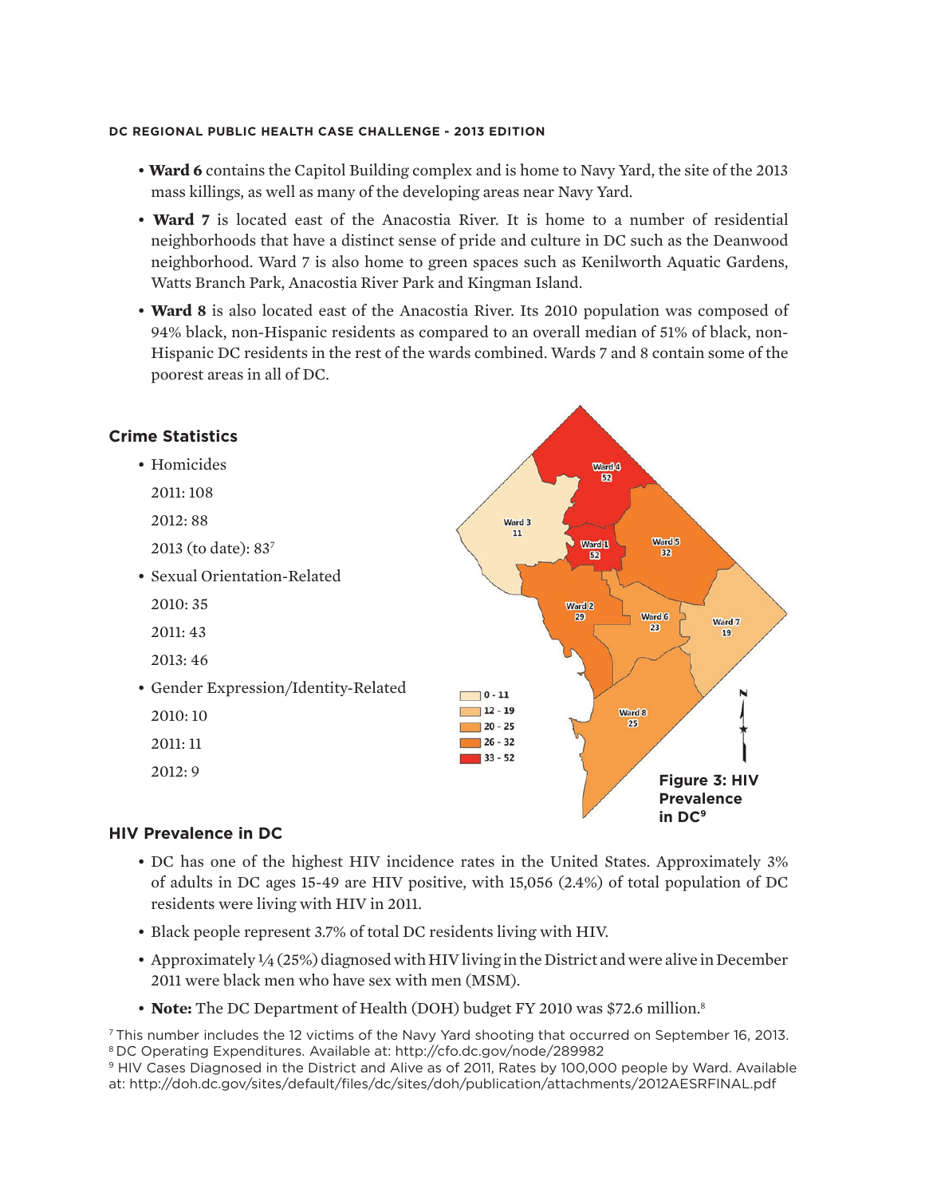- **Ward 6** contains the Capitol Building complex and is home to Navy Yard, the site of the 2013 mass killings, as well as many of the developing areas near Navy Yard.
- **Ward 7** is located east of the Anacostia River. It is home to a number of residential neighborhoods that have a distinct sense of pride and culture in DC such as the Deanwood neighborhood. Ward 7 is also home to green spaces such as Kenilworth Aquatic Gardens, Watts Branch Park, Anacostia River Park and Kingman Island.
- **Ward 8** is also located east of the Anacostia River. Its 2010 population was composed of 94% black, non-Hispanic residents as compared to an overall median of 51% of black, non-Hispanic DC residents in the rest of the wards combined. Wards 7 and 8 contain some of the poorest areas in all of DC.

## Crime Statistics

- Homicides
  - 2011: 108
  - 2012: 88
  - 2013 (to date): 83[7]
- Sexual Orientation-Related
  - 2010: 35
  - 2011: 43
  - 2013: 46
- Gender Expression/Identity-Related
  - 2010: 10
  - 2011: 11
  - 2012: 9

**Figure 3: HIV Prevalence in DC**[9]

## HIV Prevalence in DC

- DC has one of the highest HIV incidence rates in the United States. Approximately 3% of adults in DC ages 15-49 are HIV positive, with 15,056 (2.4%) of total population of DC residents were living with HIV in 2011.
- Black people represent 3.7% of total DC residents living with HIV.
- Approximately ¼ (25%) diagnosed with HIV living in the District and were alive in December 2011 were black men who have sex with men (MSM).
- **Note:** The DC Department of Health (DOH) budget FY 2010 was $72.6 million.[8]

[7] This number includes the 12 victims of the Navy Yard shooting that occurred on September 16, 2013.
[8] DC Operating Expenditures. Available at: http://cfo.dc.gov/node/289982
[9] HIV Cases Diagnosed in the District and Alive as of 2011, Rates by 100,000 people by Ward. Available at: http://doh.dc.gov/sites/default/files/dc/sites/doh/publication/attachments/2012AESRFINAL.pdf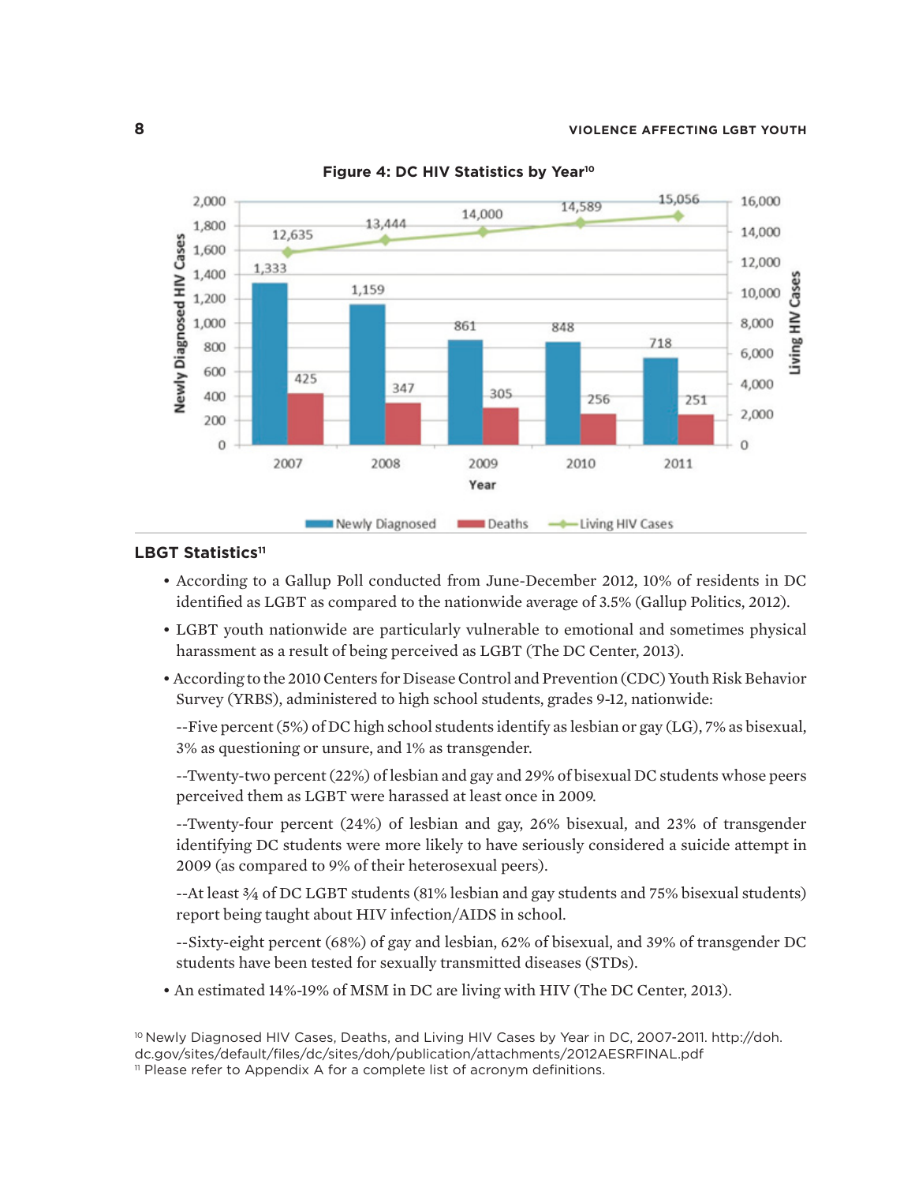**Figure 4: DC HIV Statistics by Year**[10]

| Year | Newly Diagnosed | Deaths | Living HIV Cases |
|---|---|---|---|
| 2007 | 1,333 | 425 | 12,635 |
| 2008 | 1,159 | 347 | 13,444 |
| 2009 | 861 | 305 | 14,000 |
| 2010 | 848 | 256 | 14,589 |
| 2011 | 718 | 251 | 15,056 |

## LBGT Statistics[11]

- According to a Gallup Poll conducted from June-December 2012, 10% of residents in DC identified as LGBT as compared to the nationwide average of 3.5% (Gallup Politics, 2012).
- LGBT youth nationwide are particularly vulnerable to emotional and sometimes physical harassment as a result of being perceived as LGBT (The DC Center, 2013).
- According to the 2010 Centers for Disease Control and Prevention (CDC) Youth Risk Behavior Survey (YRBS), administered to high school students, grades 9-12, nationwide:

  --Five percent (5%) of DC high school students identify as lesbian or gay (LG), 7% as bisexual, 3% as questioning or unsure, and 1% as transgender.

  --Twenty-two percent (22%) of lesbian and gay and 29% of bisexual DC students whose peers perceived them as LGBT were harassed at least once in 2009.

  --Twenty-four percent (24%) of lesbian and gay, 26% bisexual, and 23% of transgender identifying DC students were more likely to have seriously considered a suicide attempt in 2009 (as compared to 9% of their heterosexual peers).

  --At least ¾ of DC LGBT students (81% lesbian and gay students and 75% bisexual students) report being taught about HIV infection/AIDS in school.

  --Sixty-eight percent (68%) of gay and lesbian, 62% of bisexual, and 39% of transgender DC students have been tested for sexually transmitted diseases (STDs).
- An estimated 14%-19% of MSM in DC are living with HIV (The DC Center, 2013).

[10] Newly Diagnosed HIV Cases, Deaths, and Living HIV Cases by Year in DC, 2007-2011. http://doh.dc.gov/sites/default/files/dc/sites/doh/publication/attachments/2012AESRFINAL.pdf

[11] Please refer to Appendix A for a complete list of acronym definitions.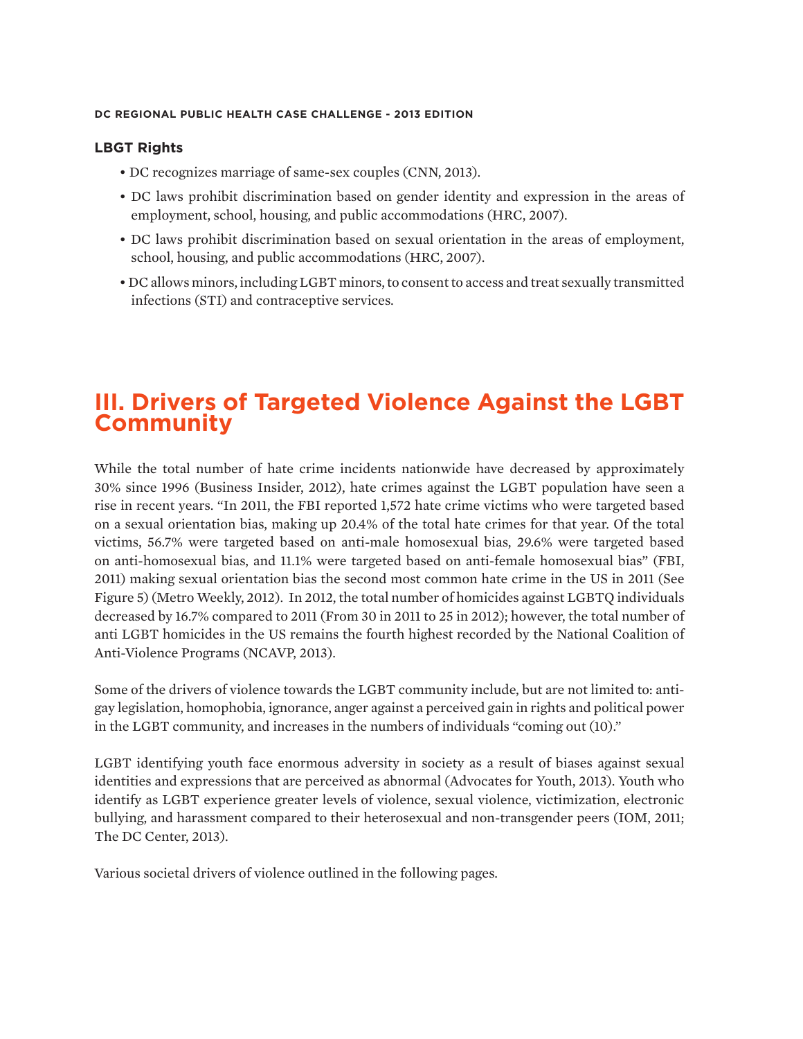### LBGT Rights

- DC recognizes marriage of same-sex couples (CNN, 2013).
- DC laws prohibit discrimination based on gender identity and expression in the areas of employment, school, housing, and public accommodations (HRC, 2007).
- DC laws prohibit discrimination based on sexual orientation in the areas of employment, school, housing, and public accommodations (HRC, 2007).
- DC allows minors, including LGBT minors, to consent to access and treat sexually transmitted infections (STI) and contraceptive services.

## III. Drivers of Targeted Violence Against the LGBT Community

While the total number of hate crime incidents nationwide have decreased by approximately 30% since 1996 (Business Insider, 2012), hate crimes against the LGBT population have seen a rise in recent years. "In 2011, the FBI reported 1,572 hate crime victims who were targeted based on a sexual orientation bias, making up 20.4% of the total hate crimes for that year. Of the total victims, 56.7% were targeted based on anti-male homosexual bias, 29.6% were targeted based on anti-homosexual bias, and 11.1% were targeted based on anti-female homosexual bias" (FBI, 2011) making sexual orientation bias the second most common hate crime in the US in 2011 (See Figure 5) (Metro Weekly, 2012). In 2012, the total number of homicides against LGBTQ individuals decreased by 16.7% compared to 2011 (From 30 in 2011 to 25 in 2012); however, the total number of anti LGBT homicides in the US remains the fourth highest recorded by the National Coalition of Anti-Violence Programs (NCAVP, 2013).

Some of the drivers of violence towards the LGBT community include, but are not limited to: anti-gay legislation, homophobia, ignorance, anger against a perceived gain in rights and political power in the LGBT community, and increases in the numbers of individuals "coming out (10)."

LGBT identifying youth face enormous adversity in society as a result of biases against sexual identities and expressions that are perceived as abnormal (Advocates for Youth, 2013). Youth who identify as LGBT experience greater levels of violence, sexual violence, victimization, electronic bullying, and harassment compared to their heterosexual and non-transgender peers (IOM, 2011; The DC Center, 2013).

Various societal drivers of violence outlined in the following pages.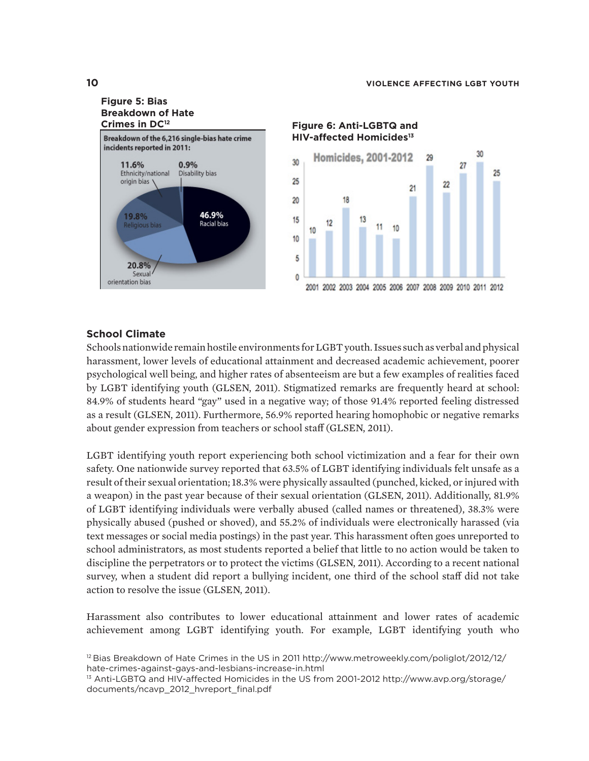**Figure 5: Bias Breakdown of Hate Crimes in DC**[12]

Breakdown of the 6,216 single-bias hate crime incidents reported in 2011:

- 46.9% Racial bias
- 20.8% Sexual orientation bias
- 19.8% Religious bias
- 11.6% Ethnicity/national origin bias
- 0.9% Disability bias

**Figure 6: Anti-LGBTQ and HIV-affected Homicides**[13]

Homicides, 2001-2012

| Year | 2001 | 2002 | 2003 | 2004 | 2005 | 2006 | 2007 | 2008 | 2009 | 2010 | 2011 | 2012 |
|---|---|---|---|---|---|---|---|---|---|---|---|---|
| Homicides | 10 | 12 | 18 | 13 | 11 | 10 | 21 | 29 | 22 | 27 | 30 | 25 |

### School Climate

Schools nationwide remain hostile environments for LGBT youth. Issues such as verbal and physical harassment, lower levels of educational attainment and decreased academic achievement, poorer psychological well being, and higher rates of absenteeism are but a few examples of realities faced by LGBT identifying youth (GLSEN, 2011). Stigmatized remarks are frequently heard at school: 84.9% of students heard "gay" used in a negative way; of those 91.4% reported feeling distressed as a result (GLSEN, 2011). Furthermore, 56.9% reported hearing homophobic or negative remarks about gender expression from teachers or school staff (GLSEN, 2011).

LGBT identifying youth report experiencing both school victimization and a fear for their own safety. One nationwide survey reported that 63.5% of LGBT identifying individuals felt unsafe as a result of their sexual orientation; 18.3% were physically assaulted (punched, kicked, or injured with a weapon) in the past year because of their sexual orientation (GLSEN, 2011). Additionally, 81.9% of LGBT identifying individuals were verbally abused (called names or threatened), 38.3% were physically abused (pushed or shoved), and 55.2% of individuals were electronically harassed (via text messages or social media postings) in the past year. This harassment often goes unreported to school administrators, as most students reported a belief that little to no action would be taken to discipline the perpetrators or to protect the victims (GLSEN, 2011). According to a recent national survey, when a student did report a bullying incident, one third of the school staff did not take action to resolve the issue (GLSEN, 2011).

Harassment also contributes to lower educational attainment and lower rates of academic achievement among LGBT identifying youth. For example, LGBT identifying youth who

[12] Bias Breakdown of Hate Crimes in the US in 2011 http://www.metroweekly.com/poliglot/2012/12/hate-crimes-against-gays-and-lesbians-increase-in.html

[13] Anti-LGBTQ and HIV-affected Homicides in the US from 2001-2012 http://www.avp.org/storage/documents/ncavp_2012_hvreport_final.pdf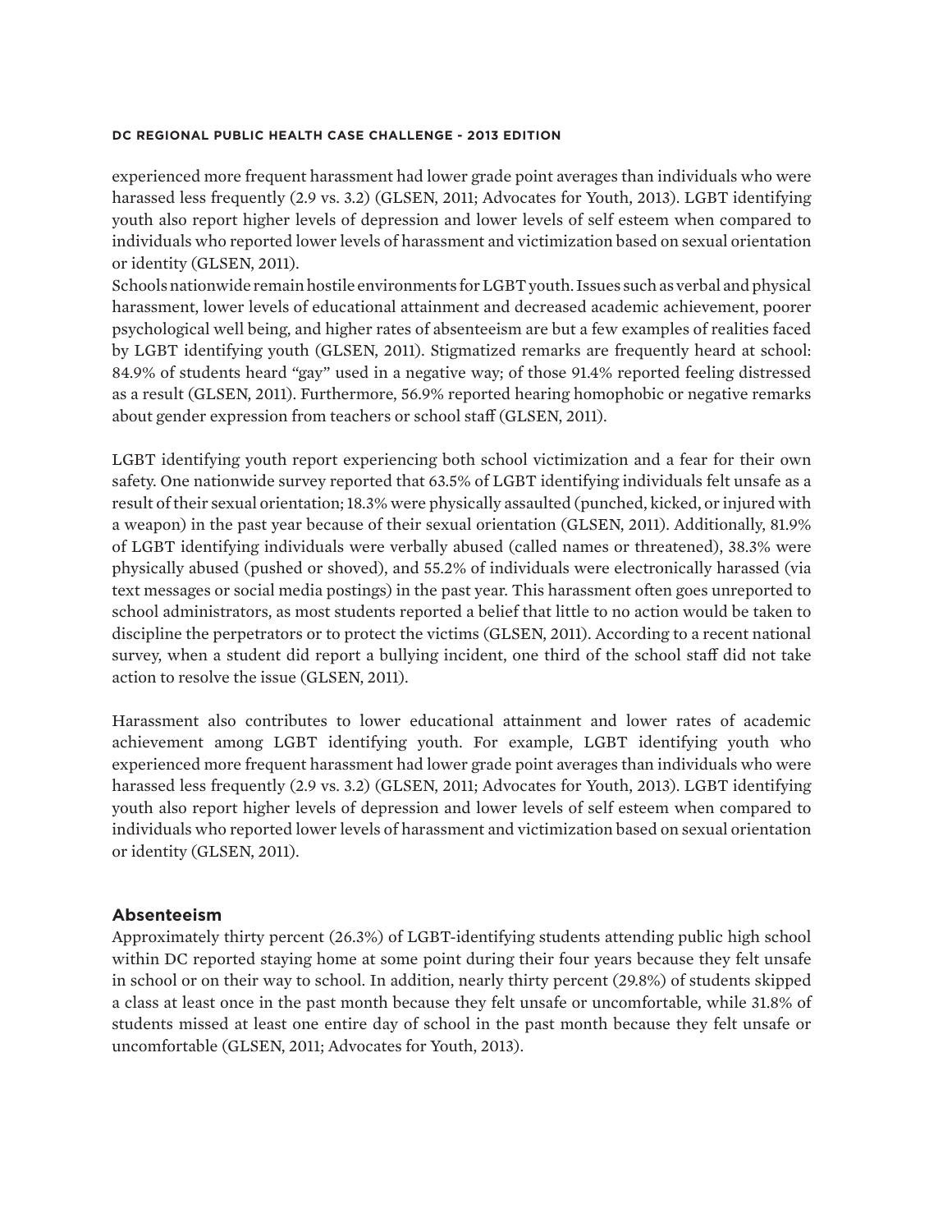experienced more frequent harassment had lower grade point averages than individuals who were harassed less frequently (2.9 vs. 3.2) (GLSEN, 2011; Advocates for Youth, 2013). LGBT identifying youth also report higher levels of depression and lower levels of self esteem when compared to individuals who reported lower levels of harassment and victimization based on sexual orientation or identity (GLSEN, 2011).

Schools nationwide remain hostile environments for LGBT youth. Issues such as verbal and physical harassment, lower levels of educational attainment and decreased academic achievement, poorer psychological well being, and higher rates of absenteeism are but a few examples of realities faced by LGBT identifying youth (GLSEN, 2011). Stigmatized remarks are frequently heard at school: 84.9% of students heard "gay" used in a negative way; of those 91.4% reported feeling distressed as a result (GLSEN, 2011). Furthermore, 56.9% reported hearing homophobic or negative remarks about gender expression from teachers or school staff (GLSEN, 2011).

LGBT identifying youth report experiencing both school victimization and a fear for their own safety. One nationwide survey reported that 63.5% of LGBT identifying individuals felt unsafe as a result of their sexual orientation; 18.3% were physically assaulted (punched, kicked, or injured with a weapon) in the past year because of their sexual orientation (GLSEN, 2011). Additionally, 81.9% of LGBT identifying individuals were verbally abused (called names or threatened), 38.3% were physically abused (pushed or shoved), and 55.2% of individuals were electronically harassed (via text messages or social media postings) in the past year. This harassment often goes unreported to school administrators, as most students reported a belief that little to no action would be taken to discipline the perpetrators or to protect the victims (GLSEN, 2011). According to a recent national survey, when a student did report a bullying incident, one third of the school staff did not take action to resolve the issue (GLSEN, 2011).

Harassment also contributes to lower educational attainment and lower rates of academic achievement among LGBT identifying youth. For example, LGBT identifying youth who experienced more frequent harassment had lower grade point averages than individuals who were harassed less frequently (2.9 vs. 3.2) (GLSEN, 2011; Advocates for Youth, 2013). LGBT identifying youth also report higher levels of depression and lower levels of self esteem when compared to individuals who reported lower levels of harassment and victimization based on sexual orientation or identity (GLSEN, 2011).

### Absenteeism

Approximately thirty percent (26.3%) of LGBT-identifying students attending public high school within DC reported staying home at some point during their four years because they felt unsafe in school or on their way to school. In addition, nearly thirty percent (29.8%) of students skipped a class at least once in the past month because they felt unsafe or uncomfortable, while 31.8% of students missed at least one entire day of school in the past month because they felt unsafe or uncomfortable (GLSEN, 2011; Advocates for Youth, 2013).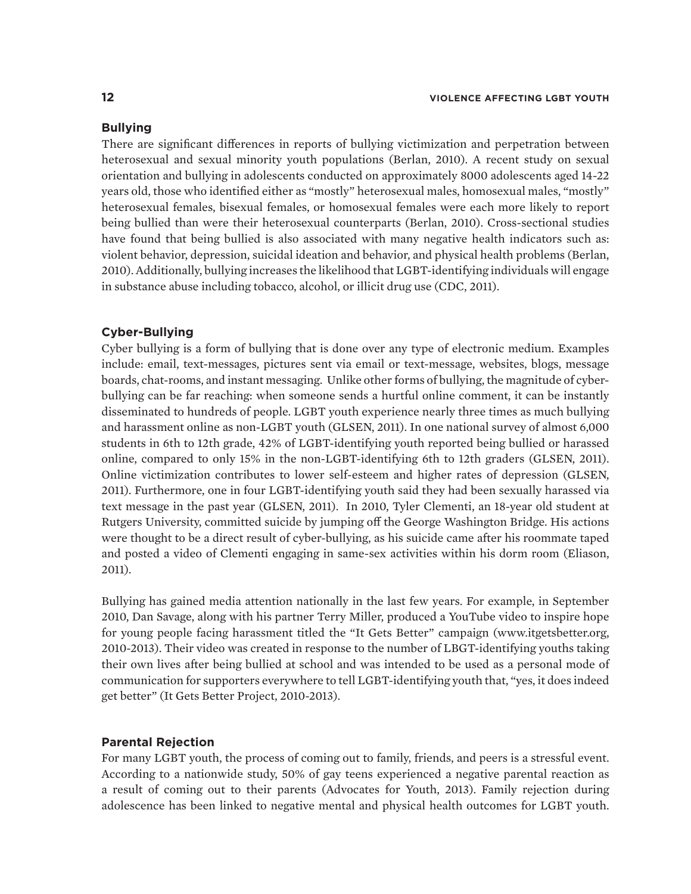### Bullying

There are significant differences in reports of bullying victimization and perpetration between heterosexual and sexual minority youth populations (Berlan, 2010). A recent study on sexual orientation and bullying in adolescents conducted on approximately 8000 adolescents aged 14-22 years old, those who identified either as "mostly" heterosexual males, homosexual males, "mostly" heterosexual females, bisexual females, or homosexual females were each more likely to report being bullied than were their heterosexual counterparts (Berlan, 2010). Cross-sectional studies have found that being bullied is also associated with many negative health indicators such as: violent behavior, depression, suicidal ideation and behavior, and physical health problems (Berlan, 2010). Additionally, bullying increases the likelihood that LGBT-identifying individuals will engage in substance abuse including tobacco, alcohol, or illicit drug use (CDC, 2011).

### Cyber-Bullying

Cyber bullying is a form of bullying that is done over any type of electronic medium. Examples include: email, text-messages, pictures sent via email or text-message, websites, blogs, message boards, chat-rooms, and instant messaging. Unlike other forms of bullying, the magnitude of cyber-bullying can be far reaching: when someone sends a hurtful online comment, it can be instantly disseminated to hundreds of people. LGBT youth experience nearly three times as much bullying and harassment online as non-LGBT youth (GLSEN, 2011). In one national survey of almost 6,000 students in 6th to 12th grade, 42% of LGBT-identifying youth reported being bullied or harassed online, compared to only 15% in the non-LGBT-identifying 6th to 12th graders (GLSEN, 2011). Online victimization contributes to lower self-esteem and higher rates of depression (GLSEN, 2011). Furthermore, one in four LGBT-identifying youth said they had been sexually harassed via text message in the past year (GLSEN, 2011). In 2010, Tyler Clementi, an 18-year old student at Rutgers University, committed suicide by jumping off the George Washington Bridge. His actions were thought to be a direct result of cyber-bullying, as his suicide came after his roommate taped and posted a video of Clementi engaging in same-sex activities within his dorm room (Eliason, 2011).

Bullying has gained media attention nationally in the last few years. For example, in September 2010, Dan Savage, along with his partner Terry Miller, produced a YouTube video to inspire hope for young people facing harassment titled the "It Gets Better" campaign (www.itgetsbetter.org, 2010-2013). Their video was created in response to the number of LBGT-identifying youths taking their own lives after being bullied at school and was intended to be used as a personal mode of communication for supporters everywhere to tell LGBT-identifying youth that, "yes, it does indeed get better" (It Gets Better Project, 2010-2013).

### Parental Rejection

For many LGBT youth, the process of coming out to family, friends, and peers is a stressful event. According to a nationwide study, 50% of gay teens experienced a negative parental reaction as a result of coming out to their parents (Advocates for Youth, 2013). Family rejection during adolescence has been linked to negative mental and physical health outcomes for LGBT youth.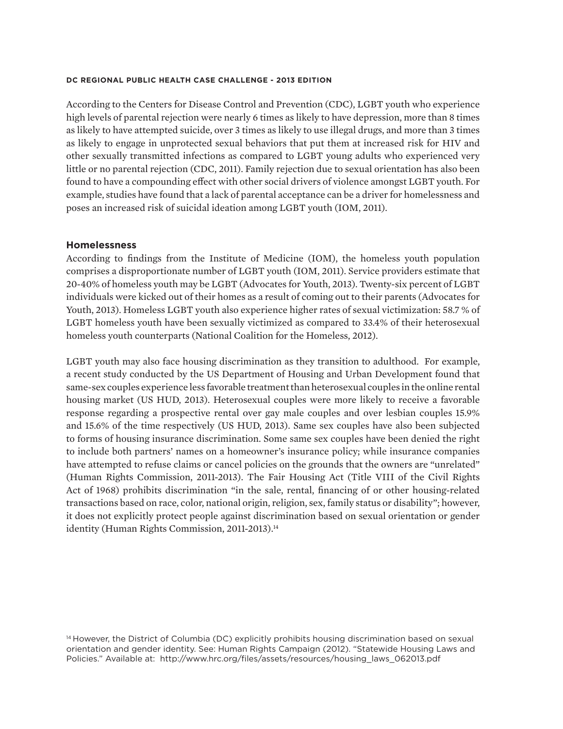According to the Centers for Disease Control and Prevention (CDC), LGBT youth who experience high levels of parental rejection were nearly 6 times as likely to have depression, more than 8 times as likely to have attempted suicide, over 3 times as likely to use illegal drugs, and more than 3 times as likely to engage in unprotected sexual behaviors that put them at increased risk for HIV and other sexually transmitted infections as compared to LGBT young adults who experienced very little or no parental rejection (CDC, 2011). Family rejection due to sexual orientation has also been found to have a compounding effect with other social drivers of violence amongst LGBT youth. For example, studies have found that a lack of parental acceptance can be a driver for homelessness and poses an increased risk of suicidal ideation among LGBT youth (IOM, 2011).

## Homelessness

According to findings from the Institute of Medicine (IOM), the homeless youth population comprises a disproportionate number of LGBT youth (IOM, 2011). Service providers estimate that 20-40% of homeless youth may be LGBT (Advocates for Youth, 2013). Twenty-six percent of LGBT individuals were kicked out of their homes as a result of coming out to their parents (Advocates for Youth, 2013). Homeless LGBT youth also experience higher rates of sexual victimization: 58.7 % of LGBT homeless youth have been sexually victimized as compared to 33.4% of their heterosexual homeless youth counterparts (National Coalition for the Homeless, 2012).

LGBT youth may also face housing discrimination as they transition to adulthood. For example, a recent study conducted by the US Department of Housing and Urban Development found that same-sex couples experience less favorable treatment than heterosexual couples in the online rental housing market (US HUD, 2013). Heterosexual couples were more likely to receive a favorable response regarding a prospective rental over gay male couples and over lesbian couples 15.9% and 15.6% of the time respectively (US HUD, 2013). Same sex couples have also been subjected to forms of housing insurance discrimination. Some same sex couples have been denied the right to include both partners' names on a homeowner's insurance policy; while insurance companies have attempted to refuse claims or cancel policies on the grounds that the owners are "unrelated" (Human Rights Commission, 2011-2013). The Fair Housing Act (Title VIII of the Civil Rights Act of 1968) prohibits discrimination "in the sale, rental, financing of or other housing-related transactions based on race, color, national origin, religion, sex, family status or disability"; however, it does not explicitly protect people against discrimination based on sexual orientation or gender identity (Human Rights Commission, 2011-2013).[14]

[14] However, the District of Columbia (DC) explicitly prohibits housing discrimination based on sexual orientation and gender identity. See: Human Rights Campaign (2012). "Statewide Housing Laws and Policies." Available at: http://www.hrc.org/files/assets/resources/housing_laws_062013.pdf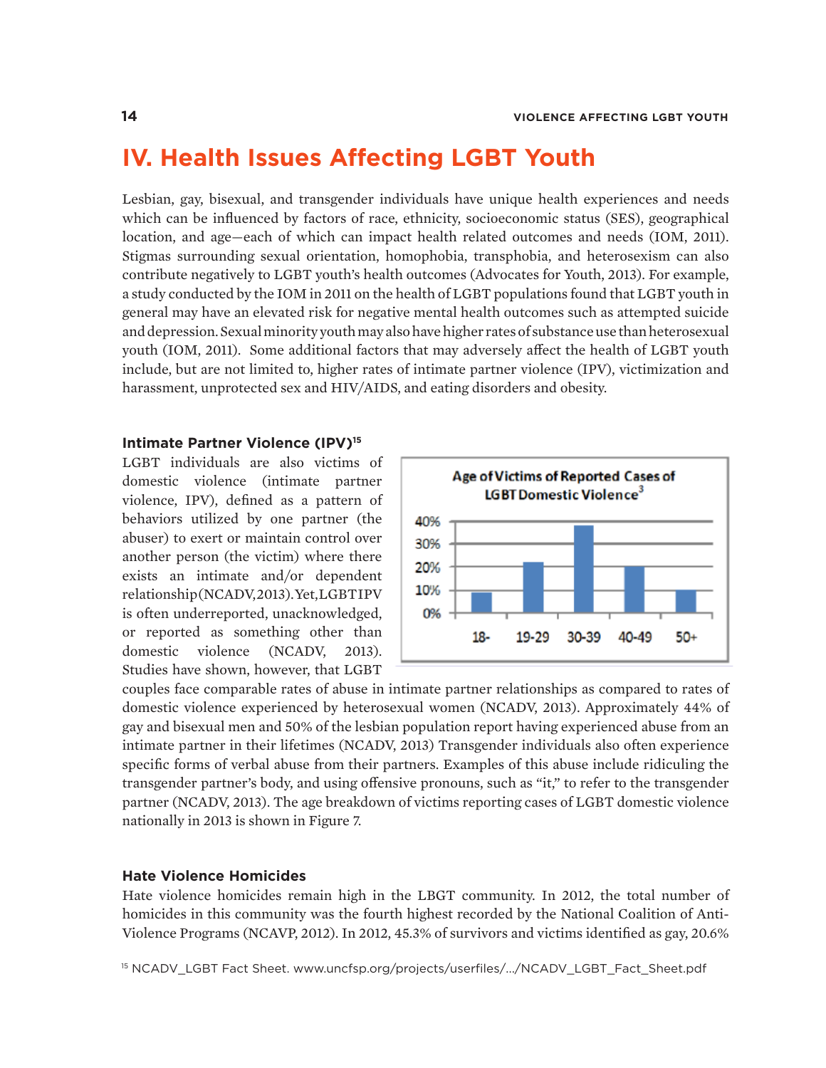# IV. Health Issues Affecting LGBT Youth

Lesbian, gay, bisexual, and transgender individuals have unique health experiences and needs which can be influenced by factors of race, ethnicity, socioeconomic status (SES), geographical location, and age—each of which can impact health related outcomes and needs (IOM, 2011). Stigmas surrounding sexual orientation, homophobia, transphobia, and heterosexism can also contribute negatively to LGBT youth's health outcomes (Advocates for Youth, 2013). For example, a study conducted by the IOM in 2011 on the health of LGBT populations found that LGBT youth in general may have an elevated risk for negative mental health outcomes such as attempted suicide and depression. Sexual minority youth may also have higher rates of substance use than heterosexual youth (IOM, 2011). Some additional factors that may adversely affect the health of LGBT youth include, but are not limited to, higher rates of intimate partner violence (IPV), victimization and harassment, unprotected sex and HIV/AIDS, and eating disorders and obesity.

### Intimate Partner Violence (IPV)[15]

LGBT individuals are also victims of domestic violence (intimate partner violence, IPV), defined as a pattern of behaviors utilized by one partner (the abuser) to exert or maintain control over another person (the victim) where there exists an intimate and/or dependent relationship (NCADV, 2013). Yet, LGBT IPV is often underreported, unacknowledged, or reported as something other than domestic violence (NCADV, 2013). Studies have shown, however, that LGBT couples face comparable rates of abuse in intimate partner relationships as compared to rates of domestic violence experienced by heterosexual women (NCADV, 2013). Approximately 44% of gay and bisexual men and 50% of the lesbian population report having experienced abuse from an intimate partner in their lifetimes (NCADV, 2013) Transgender individuals also often experience specific forms of verbal abuse from their partners. Examples of this abuse include ridiculing the transgender partner's body, and using offensive pronouns, such as "it," to refer to the transgender partner (NCADV, 2013). The age breakdown of victims reporting cases of LGBT domestic violence nationally in 2013 is shown in Figure 7.

**Age of Victims of Reported Cases of LGBT Domestic Violence[3]**

| Age | Percent (approx.) |
|---|---|
| 18- | 9% |
| 19-29 | 22% |
| 30-39 | 38% |
| 40-49 | 20% |
| 50+ | 10% |

### Hate Violence Homicides

Hate violence homicides remain high in the LBGT community. In 2012, the total number of homicides in this community was the fourth highest recorded by the National Coalition of Anti-Violence Programs (NCAVP, 2012). In 2012, 45.3% of survivors and victims identified as gay, 20.6%

[15] NCADV_LGBT Fact Sheet. www.uncfsp.org/projects/userfiles/.../NCADV_LGBT_Fact_Sheet.pdf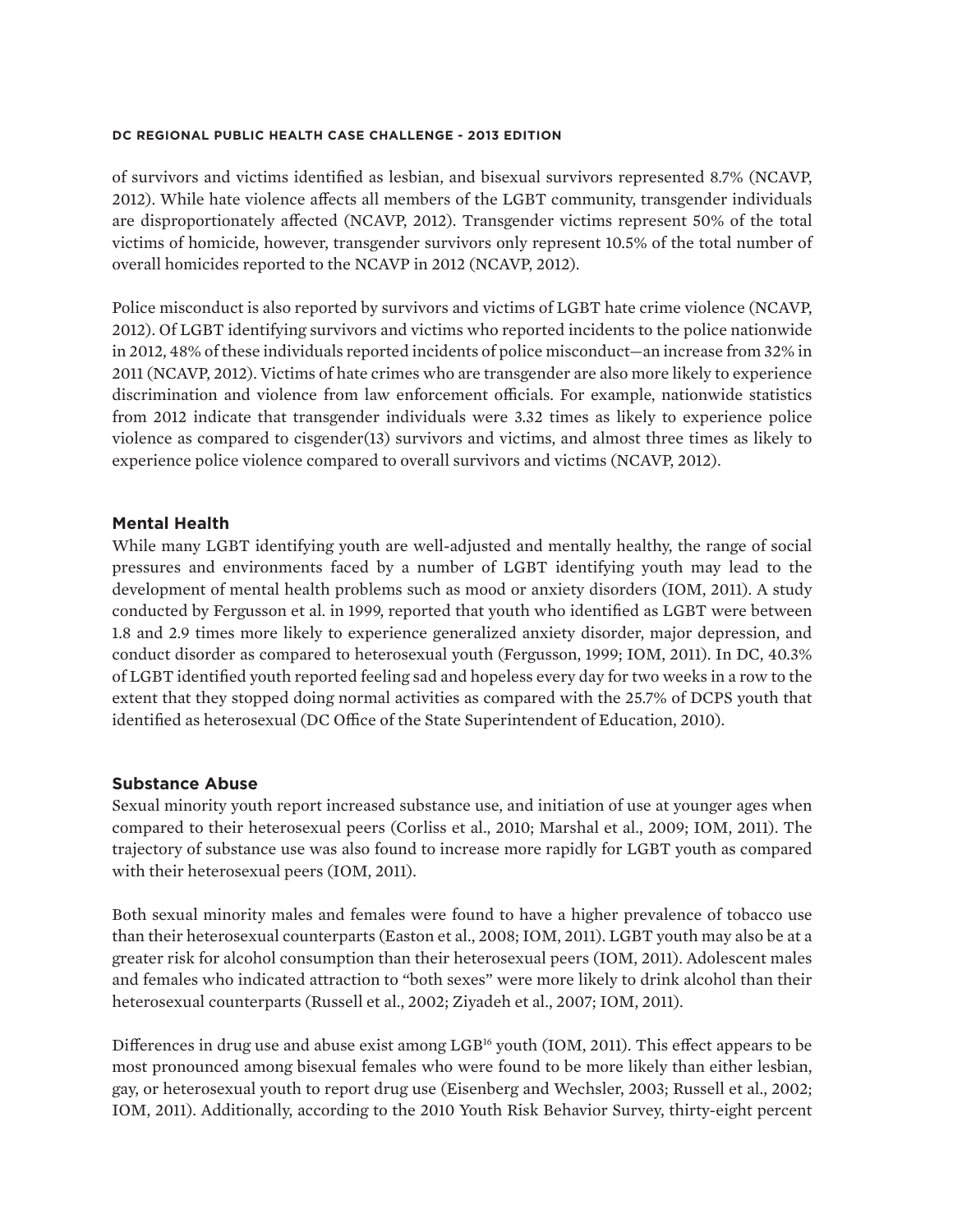of survivors and victims identified as lesbian, and bisexual survivors represented 8.7% (NCAVP, 2012). While hate violence affects all members of the LGBT community, transgender individuals are disproportionately affected (NCAVP, 2012). Transgender victims represent 50% of the total victims of homicide, however, transgender survivors only represent 10.5% of the total number of overall homicides reported to the NCAVP in 2012 (NCAVP, 2012).

Police misconduct is also reported by survivors and victims of LGBT hate crime violence (NCAVP, 2012). Of LGBT identifying survivors and victims who reported incidents to the police nationwide in 2012, 48% of these individuals reported incidents of police misconduct—an increase from 32% in 2011 (NCAVP, 2012). Victims of hate crimes who are transgender are also more likely to experience discrimination and violence from law enforcement officials. For example, nationwide statistics from 2012 indicate that transgender individuals were 3.32 times as likely to experience police violence as compared to cisgender(13) survivors and victims, and almost three times as likely to experience police violence compared to overall survivors and victims (NCAVP, 2012).

### Mental Health

While many LGBT identifying youth are well-adjusted and mentally healthy, the range of social pressures and environments faced by a number of LGBT identifying youth may lead to the development of mental health problems such as mood or anxiety disorders (IOM, 2011). A study conducted by Fergusson et al. in 1999, reported that youth who identified as LGBT were between 1.8 and 2.9 times more likely to experience generalized anxiety disorder, major depression, and conduct disorder as compared to heterosexual youth (Fergusson, 1999; IOM, 2011). In DC, 40.3% of LGBT identified youth reported feeling sad and hopeless every day for two weeks in a row to the extent that they stopped doing normal activities as compared with the 25.7% of DCPS youth that identified as heterosexual (DC Office of the State Superintendent of Education, 2010).

### Substance Abuse

Sexual minority youth report increased substance use, and initiation of use at younger ages when compared to their heterosexual peers (Corliss et al., 2010; Marshal et al., 2009; IOM, 2011). The trajectory of substance use was also found to increase more rapidly for LGBT youth as compared with their heterosexual peers (IOM, 2011).

Both sexual minority males and females were found to have a higher prevalence of tobacco use than their heterosexual counterparts (Easton et al., 2008; IOM, 2011). LGBT youth may also be at a greater risk for alcohol consumption than their heterosexual peers (IOM, 2011). Adolescent males and females who indicated attraction to "both sexes" were more likely to drink alcohol than their heterosexual counterparts (Russell et al., 2002; Ziyadeh et al., 2007; IOM, 2011).

Differences in drug use and abuse exist among LGB[16] youth (IOM, 2011). This effect appears to be most pronounced among bisexual females who were found to be more likely than either lesbian, gay, or heterosexual youth to report drug use (Eisenberg and Wechsler, 2003; Russell et al., 2002; IOM, 2011). Additionally, according to the 2010 Youth Risk Behavior Survey, thirty-eight percent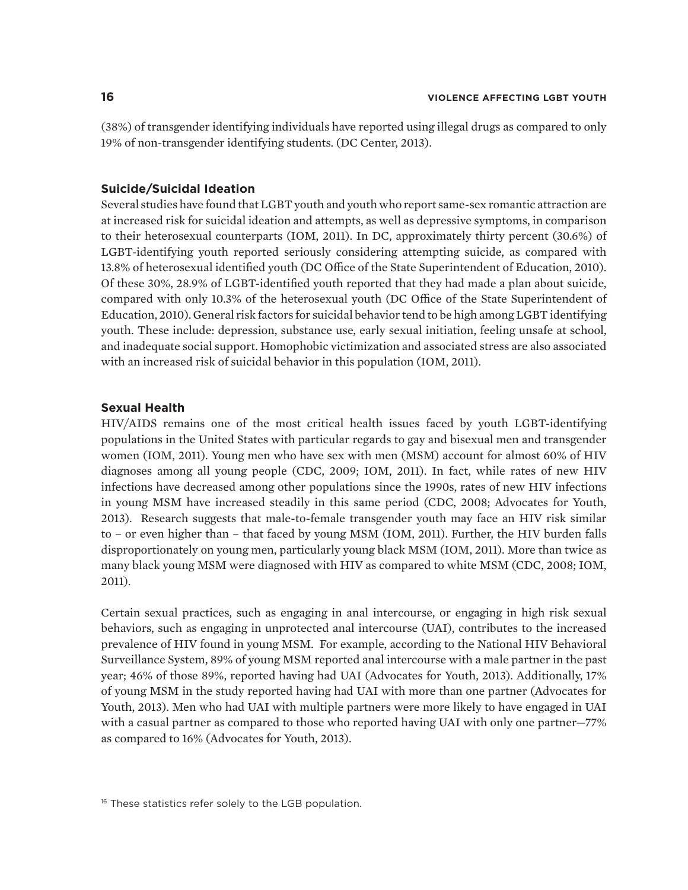(38%) of transgender identifying individuals have reported using illegal drugs as compared to only 19% of non-transgender identifying students. (DC Center, 2013).

### Suicide/Suicidal Ideation

Several studies have found that LGBT youth and youth who report same-sex romantic attraction are at increased risk for suicidal ideation and attempts, as well as depressive symptoms, in comparison to their heterosexual counterparts (IOM, 2011). In DC, approximately thirty percent (30.6%) of LGBT-identifying youth reported seriously considering attempting suicide, as compared with 13.8% of heterosexual identified youth (DC Office of the State Superintendent of Education, 2010). Of these 30%, 28.9% of LGBT-identified youth reported that they had made a plan about suicide, compared with only 10.3% of the heterosexual youth (DC Office of the State Superintendent of Education, 2010). General risk factors for suicidal behavior tend to be high among LGBT identifying youth. These include: depression, substance use, early sexual initiation, feeling unsafe at school, and inadequate social support. Homophobic victimization and associated stress are also associated with an increased risk of suicidal behavior in this population (IOM, 2011).

### Sexual Health

HIV/AIDS remains one of the most critical health issues faced by youth LGBT-identifying populations in the United States with particular regards to gay and bisexual men and transgender women (IOM, 2011). Young men who have sex with men (MSM) account for almost 60% of HIV diagnoses among all young people (CDC, 2009; IOM, 2011). In fact, while rates of new HIV infections have decreased among other populations since the 1990s, rates of new HIV infections in young MSM have increased steadily in this same period (CDC, 2008; Advocates for Youth, 2013). Research suggests that male-to-female transgender youth may face an HIV risk similar to – or even higher than – that faced by young MSM (IOM, 2011). Further, the HIV burden falls disproportionately on young men, particularly young black MSM (IOM, 2011). More than twice as many black young MSM were diagnosed with HIV as compared to white MSM (CDC, 2008; IOM, 2011).

Certain sexual practices, such as engaging in anal intercourse, or engaging in high risk sexual behaviors, such as engaging in unprotected anal intercourse (UAI), contributes to the increased prevalence of HIV found in young MSM. For example, according to the National HIV Behavioral Surveillance System, 89% of young MSM reported anal intercourse with a male partner in the past year; 46% of those 89%, reported having had UAI (Advocates for Youth, 2013). Additionally, 17% of young MSM in the study reported having had UAI with more than one partner (Advocates for Youth, 2013). Men who had UAI with multiple partners were more likely to have engaged in UAI with a casual partner as compared to those who reported having UAI with only one partner—77% as compared to 16% (Advocates for Youth, 2013).

[16] These statistics refer solely to the LGB population.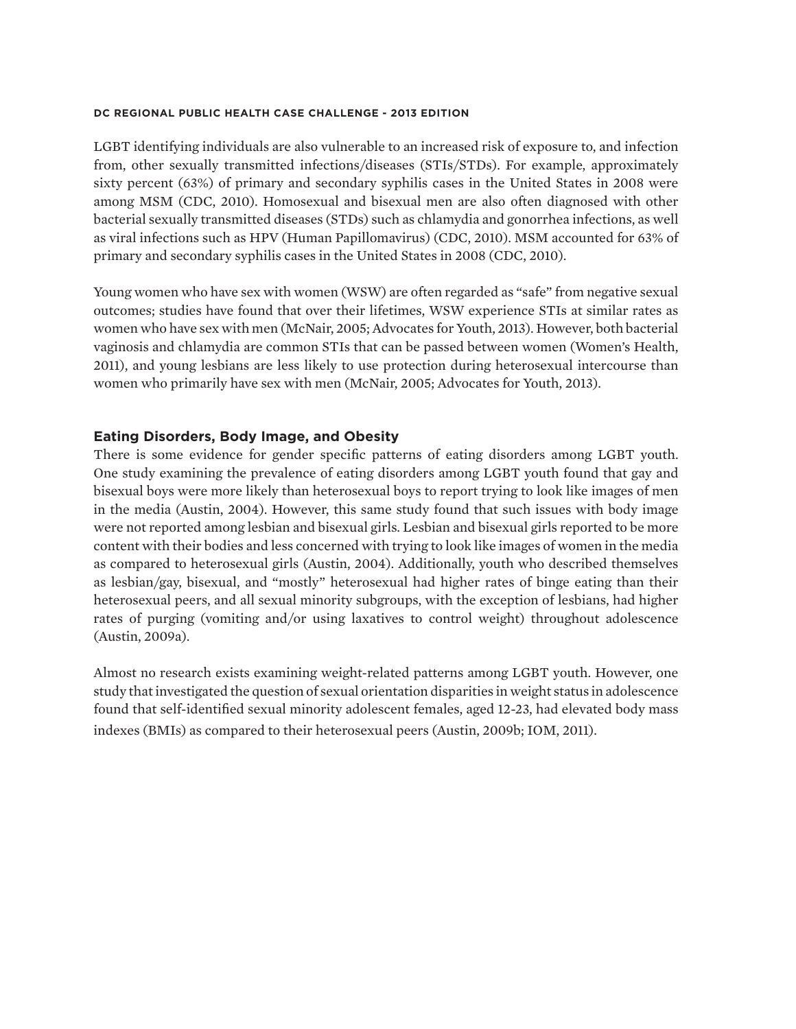LGBT identifying individuals are also vulnerable to an increased risk of exposure to, and infection from, other sexually transmitted infections/diseases (STIs/STDs). For example, approximately sixty percent (63%) of primary and secondary syphilis cases in the United States in 2008 were among MSM (CDC, 2010). Homosexual and bisexual men are also often diagnosed with other bacterial sexually transmitted diseases (STDs) such as chlamydia and gonorrhea infections, as well as viral infections such as HPV (Human Papillomavirus) (CDC, 2010). MSM accounted for 63% of primary and secondary syphilis cases in the United States in 2008 (CDC, 2010).

Young women who have sex with women (WSW) are often regarded as "safe" from negative sexual outcomes; studies have found that over their lifetimes, WSW experience STIs at similar rates as women who have sex with men (McNair, 2005; Advocates for Youth, 2013). However, both bacterial vaginosis and chlamydia are common STIs that can be passed between women (Women's Health, 2011), and young lesbians are less likely to use protection during heterosexual intercourse than women who primarily have sex with men (McNair, 2005; Advocates for Youth, 2013).

### Eating Disorders, Body Image, and Obesity

There is some evidence for gender specific patterns of eating disorders among LGBT youth. One study examining the prevalence of eating disorders among LGBT youth found that gay and bisexual boys were more likely than heterosexual boys to report trying to look like images of men in the media (Austin, 2004). However, this same study found that such issues with body image were not reported among lesbian and bisexual girls. Lesbian and bisexual girls reported to be more content with their bodies and less concerned with trying to look like images of women in the media as compared to heterosexual girls (Austin, 2004). Additionally, youth who described themselves as lesbian/gay, bisexual, and "mostly" heterosexual had higher rates of binge eating than their heterosexual peers, and all sexual minority subgroups, with the exception of lesbians, had higher rates of purging (vomiting and/or using laxatives to control weight) throughout adolescence (Austin, 2009a).

Almost no research exists examining weight-related patterns among LGBT youth. However, one study that investigated the question of sexual orientation disparities in weight status in adolescence found that self-identified sexual minority adolescent females, aged 12-23, had elevated body mass indexes (BMIs) as compared to their heterosexual peers (Austin, 2009b; IOM, 2011).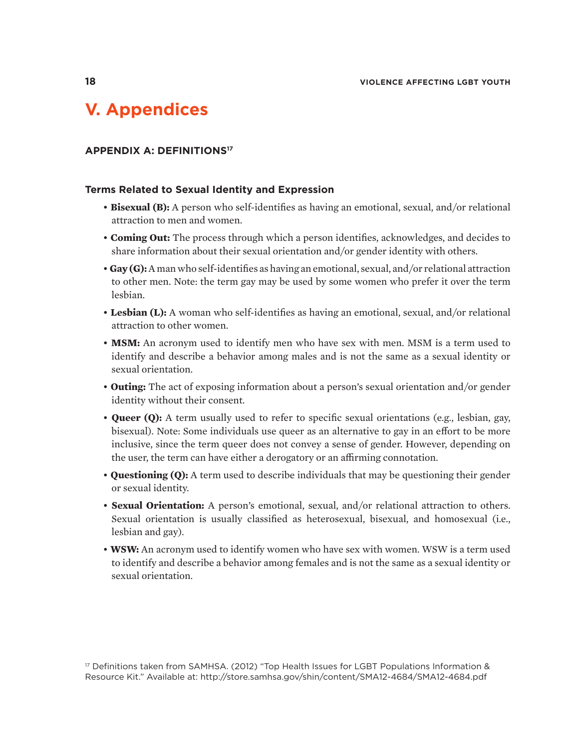# V. Appendices

## APPENDIX A: DEFINITIONS[17]

### Terms Related to Sexual Identity and Expression

- **Bisexual (B):** A person who self-identifies as having an emotional, sexual, and/or relational attraction to men and women.
- **Coming Out:** The process through which a person identifies, acknowledges, and decides to share information about their sexual orientation and/or gender identity with others.
- **Gay (G):** A man who self-identifies as having an emotional, sexual, and/or relational attraction to other men. Note: the term gay may be used by some women who prefer it over the term lesbian.
- **Lesbian (L):** A woman who self-identifies as having an emotional, sexual, and/or relational attraction to other women.
- **MSM:** An acronym used to identify men who have sex with men. MSM is a term used to identify and describe a behavior among males and is not the same as a sexual identity or sexual orientation.
- **Outing:** The act of exposing information about a person's sexual orientation and/or gender identity without their consent.
- **Queer (Q):** A term usually used to refer to specific sexual orientations (e.g., lesbian, gay, bisexual). Note: Some individuals use queer as an alternative to gay in an effort to be more inclusive, since the term queer does not convey a sense of gender. However, depending on the user, the term can have either a derogatory or an affirming connotation.
- **Questioning (Q):** A term used to describe individuals that may be questioning their gender or sexual identity.
- **Sexual Orientation:** A person's emotional, sexual, and/or relational attraction to others. Sexual orientation is usually classified as heterosexual, bisexual, and homosexual (i.e., lesbian and gay).
- **WSW:** An acronym used to identify women who have sex with women. WSW is a term used to identify and describe a behavior among females and is not the same as a sexual identity or sexual orientation.

[17] Definitions taken from SAMHSA. (2012) "Top Health Issues for LGBT Populations Information & Resource Kit." Available at: http://store.samhsa.gov/shin/content/SMA12-4684/SMA12-4684.pdf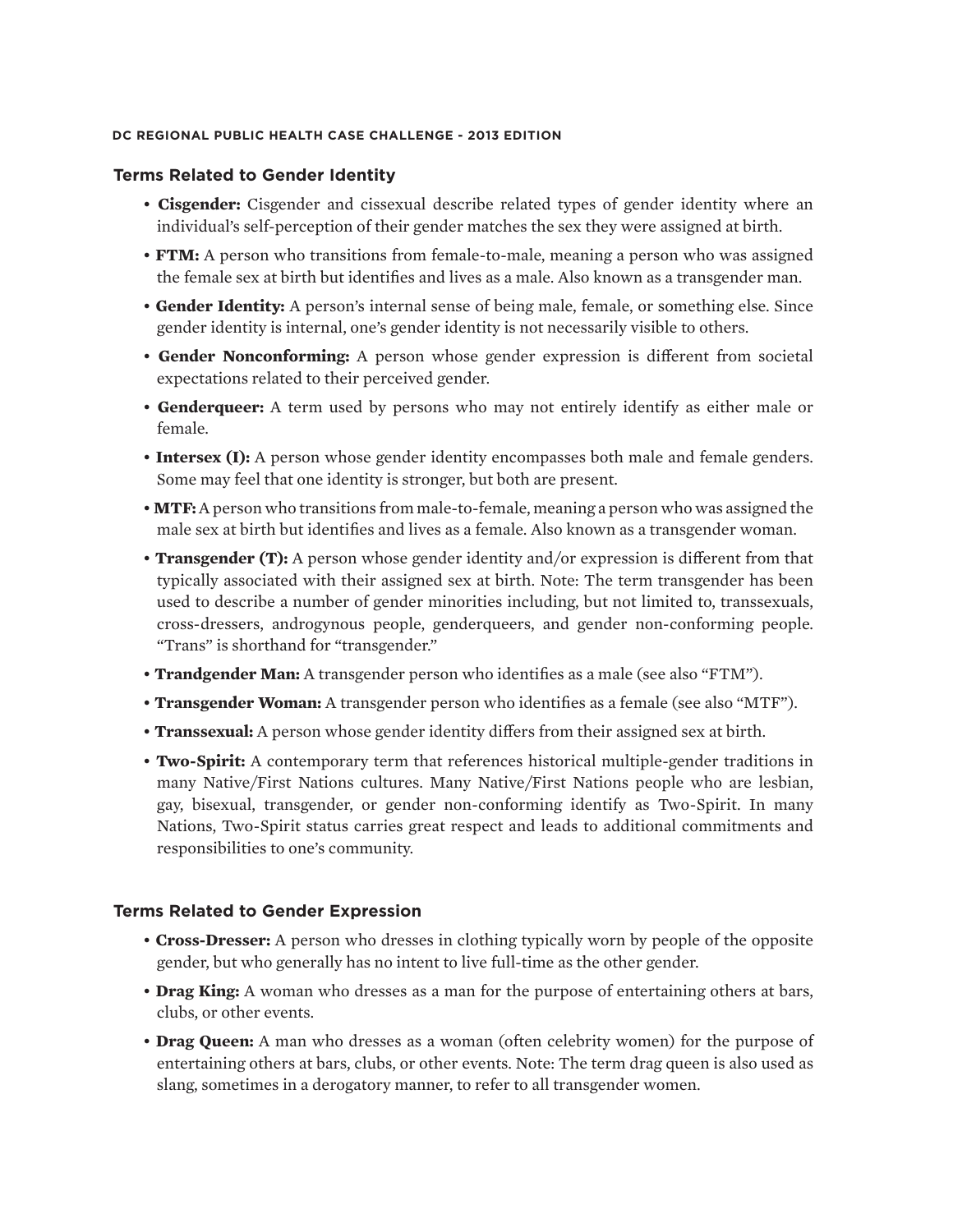## Terms Related to Gender Identity

- **Cisgender:** Cisgender and cissexual describe related types of gender identity where an individual's self-perception of their gender matches the sex they were assigned at birth.
- **FTM:** A person who transitions from female-to-male, meaning a person who was assigned the female sex at birth but identifies and lives as a male. Also known as a transgender man.
- **Gender Identity:** A person's internal sense of being male, female, or something else. Since gender identity is internal, one's gender identity is not necessarily visible to others.
- **Gender Nonconforming:** A person whose gender expression is different from societal expectations related to their perceived gender.
- **Genderqueer:** A term used by persons who may not entirely identify as either male or female.
- **Intersex (I):** A person whose gender identity encompasses both male and female genders. Some may feel that one identity is stronger, but both are present.
- **MTF:** A person who transitions from male-to-female, meaning a person who was assigned the male sex at birth but identifies and lives as a female. Also known as a transgender woman.
- **Transgender (T):** A person whose gender identity and/or expression is different from that typically associated with their assigned sex at birth. Note: The term transgender has been used to describe a number of gender minorities including, but not limited to, transsexuals, cross-dressers, androgynous people, genderqueers, and gender non-conforming people. "Trans" is shorthand for "transgender."
- **Trandgender Man:** A transgender person who identifies as a male (see also "FTM").
- **Transgender Woman:** A transgender person who identifies as a female (see also "MTF").
- **Transsexual:** A person whose gender identity differs from their assigned sex at birth.
- **Two-Spirit:** A contemporary term that references historical multiple-gender traditions in many Native/First Nations cultures. Many Native/First Nations people who are lesbian, gay, bisexual, transgender, or gender non-conforming identify as Two-Spirit. In many Nations, Two-Spirit status carries great respect and leads to additional commitments and responsibilities to one's community.

## Terms Related to Gender Expression

- **Cross-Dresser:** A person who dresses in clothing typically worn by people of the opposite gender, but who generally has no intent to live full-time as the other gender.
- **Drag King:** A woman who dresses as a man for the purpose of entertaining others at bars, clubs, or other events.
- **Drag Queen:** A man who dresses as a woman (often celebrity women) for the purpose of entertaining others at bars, clubs, or other events. Note: The term drag queen is also used as slang, sometimes in a derogatory manner, to refer to all transgender women.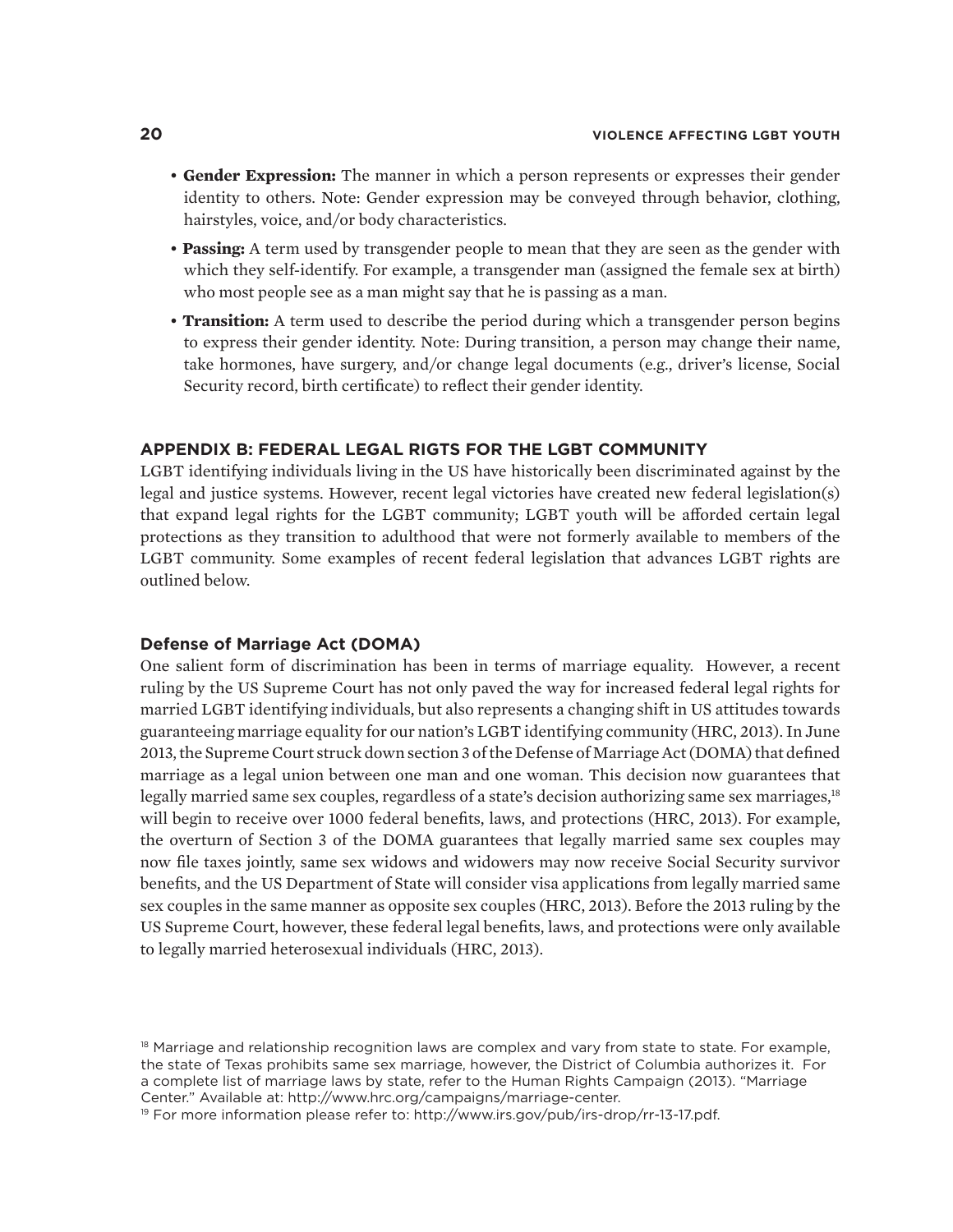- **Gender Expression:** The manner in which a person represents or expresses their gender identity to others. Note: Gender expression may be conveyed through behavior, clothing, hairstyles, voice, and/or body characteristics.
- **Passing:** A term used by transgender people to mean that they are seen as the gender with which they self-identify. For example, a transgender man (assigned the female sex at birth) who most people see as a man might say that he is passing as a man.
- **Transition:** A term used to describe the period during which a transgender person begins to express their gender identity. Note: During transition, a person may change their name, take hormones, have surgery, and/or change legal documents (e.g., driver's license, Social Security record, birth certificate) to reflect their gender identity.

## APPENDIX B: FEDERAL LEGAL RIGTS FOR THE LGBT COMMUNITY

LGBT identifying individuals living in the US have historically been discriminated against by the legal and justice systems. However, recent legal victories have created new federal legislation(s) that expand legal rights for the LGBT community; LGBT youth will be afforded certain legal protections as they transition to adulthood that were not formerly available to members of the LGBT community. Some examples of recent federal legislation that advances LGBT rights are outlined below.

### Defense of Marriage Act (DOMA)

One salient form of discrimination has been in terms of marriage equality. However, a recent ruling by the US Supreme Court has not only paved the way for increased federal legal rights for married LGBT identifying individuals, but also represents a changing shift in US attitudes towards guaranteeing marriage equality for our nation's LGBT identifying community (HRC, 2013). In June 2013, the Supreme Court struck down section 3 of the Defense of Marriage Act (DOMA) that defined marriage as a legal union between one man and one woman. This decision now guarantees that legally married same sex couples, regardless of a state's decision authorizing same sex marriages,[18] will begin to receive over 1000 federal benefits, laws, and protections (HRC, 2013). For example, the overturn of Section 3 of the DOMA guarantees that legally married same sex couples may now file taxes jointly, same sex widows and widowers may now receive Social Security survivor benefits, and the US Department of State will consider visa applications from legally married same sex couples in the same manner as opposite sex couples (HRC, 2013). Before the 2013 ruling by the US Supreme Court, however, these federal legal benefits, laws, and protections were only available to legally married heterosexual individuals (HRC, 2013).

[18] Marriage and relationship recognition laws are complex and vary from state to state. For example, the state of Texas prohibits same sex marriage, however, the District of Columbia authorizes it. For a complete list of marriage laws by state, refer to the Human Rights Campaign (2013). "Marriage Center." Available at: http://www.hrc.org/campaigns/marriage-center.

[19] For more information please refer to: http://www.irs.gov/pub/irs-drop/rr-13-17.pdf.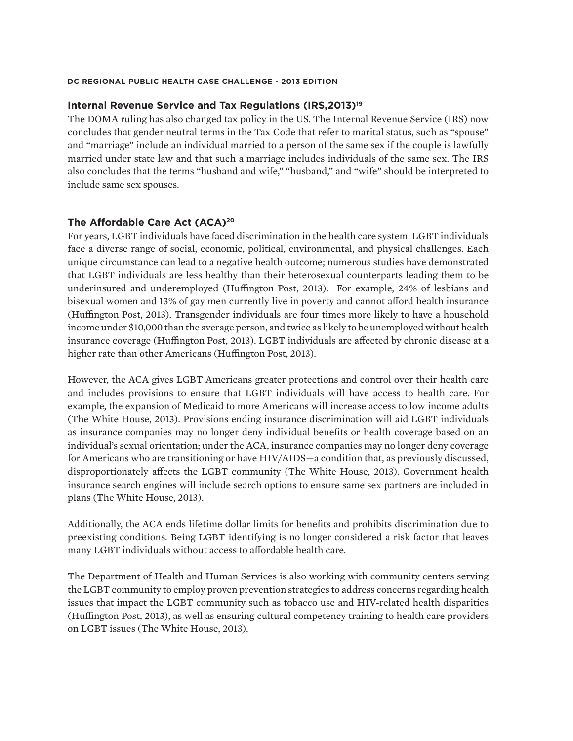## Internal Revenue Service and Tax Regulations (IRS,2013)[19]

The DOMA ruling has also changed tax policy in the US. The Internal Revenue Service (IRS) now concludes that gender neutral terms in the Tax Code that refer to marital status, such as "spouse" and "marriage" include an individual married to a person of the same sex if the couple is lawfully married under state law and that such a marriage includes individuals of the same sex. The IRS also concludes that the terms "husband and wife," "husband," and "wife" should be interpreted to include same sex spouses.

## The Affordable Care Act (ACA)[20]

For years, LGBT individuals have faced discrimination in the health care system. LGBT individuals face a diverse range of social, economic, political, environmental, and physical challenges. Each unique circumstance can lead to a negative health outcome; numerous studies have demonstrated that LGBT individuals are less healthy than their heterosexual counterparts leading them to be underinsured and underemployed (Huffington Post, 2013). For example, 24% of lesbians and bisexual women and 13% of gay men currently live in poverty and cannot afford health insurance (Huffington Post, 2013). Transgender individuals are four times more likely to have a household income under $10,000 than the average person, and twice as likely to be unemployed without health insurance coverage (Huffington Post, 2013). LGBT individuals are affected by chronic disease at a higher rate than other Americans (Huffington Post, 2013).

However, the ACA gives LGBT Americans greater protections and control over their health care and includes provisions to ensure that LGBT individuals will have access to health care. For example, the expansion of Medicaid to more Americans will increase access to low income adults (The White House, 2013). Provisions ending insurance discrimination will aid LGBT individuals as insurance companies may no longer deny individual benefits or health coverage based on an individual's sexual orientation; under the ACA, insurance companies may no longer deny coverage for Americans who are transitioning or have HIV/AIDS—a condition that, as previously discussed, disproportionately affects the LGBT community (The White House, 2013). Government health insurance search engines will include search options to ensure same sex partners are included in plans (The White House, 2013).

Additionally, the ACA ends lifetime dollar limits for benefits and prohibits discrimination due to preexisting conditions. Being LGBT identifying is no longer considered a risk factor that leaves many LGBT individuals without access to affordable health care.

The Department of Health and Human Services is also working with community centers serving the LGBT community to employ proven prevention strategies to address concerns regarding health issues that impact the LGBT community such as tobacco use and HIV-related health disparities (Huffington Post, 2013), as well as ensuring cultural competency training to health care providers on LGBT issues (The White House, 2013).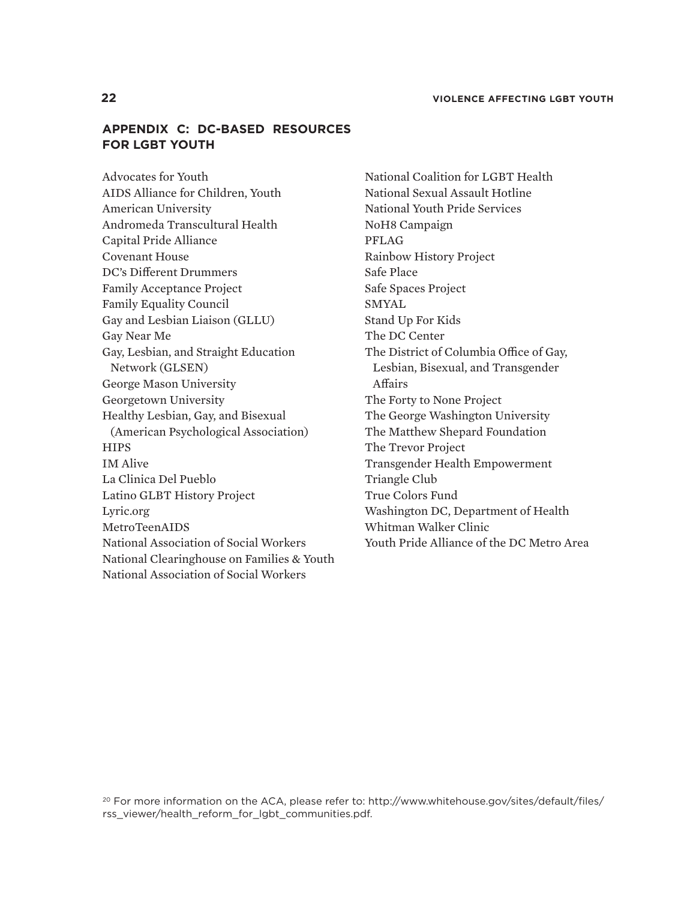## APPENDIX C: DC-BASED RESOURCES FOR LGBT YOUTH

Advocates for Youth
AIDS Alliance for Children, Youth
American University
Andromeda Transcultural Health
Capital Pride Alliance
Covenant House
DC's Different Drummers
Family Acceptance Project
Family Equality Council
Gay and Lesbian Liaison (GLLU)
Gay Near Me
Gay, Lesbian, and Straight Education Network (GLSEN)
George Mason University
Georgetown University
Healthy Lesbian, Gay, and Bisexual (American Psychological Association)
HIPS
IM Alive
La Clinica Del Pueblo
Latino GLBT History Project
Lyric.org
MetroTeenAIDS
National Association of Social Workers
National Clearinghouse on Families & Youth
National Association of Social Workers
National Coalition for LGBT Health
National Sexual Assault Hotline
National Youth Pride Services
NoH8 Campaign
PFLAG
Rainbow History Project
Safe Place
Safe Spaces Project
SMYAL
Stand Up For Kids
The DC Center
The District of Columbia Office of Gay, Lesbian, Bisexual, and Transgender Affairs
The Forty to None Project
The George Washington University
The Matthew Shepard Foundation
The Trevor Project
Transgender Health Empowerment
Triangle Club
True Colors Fund
Washington DC, Department of Health
Whitman Walker Clinic
Youth Pride Alliance of the DC Metro Area

[20] For more information on the ACA, please refer to: http://www.whitehouse.gov/sites/default/files/rss_viewer/health_reform_for_lgbt_communities.pdf.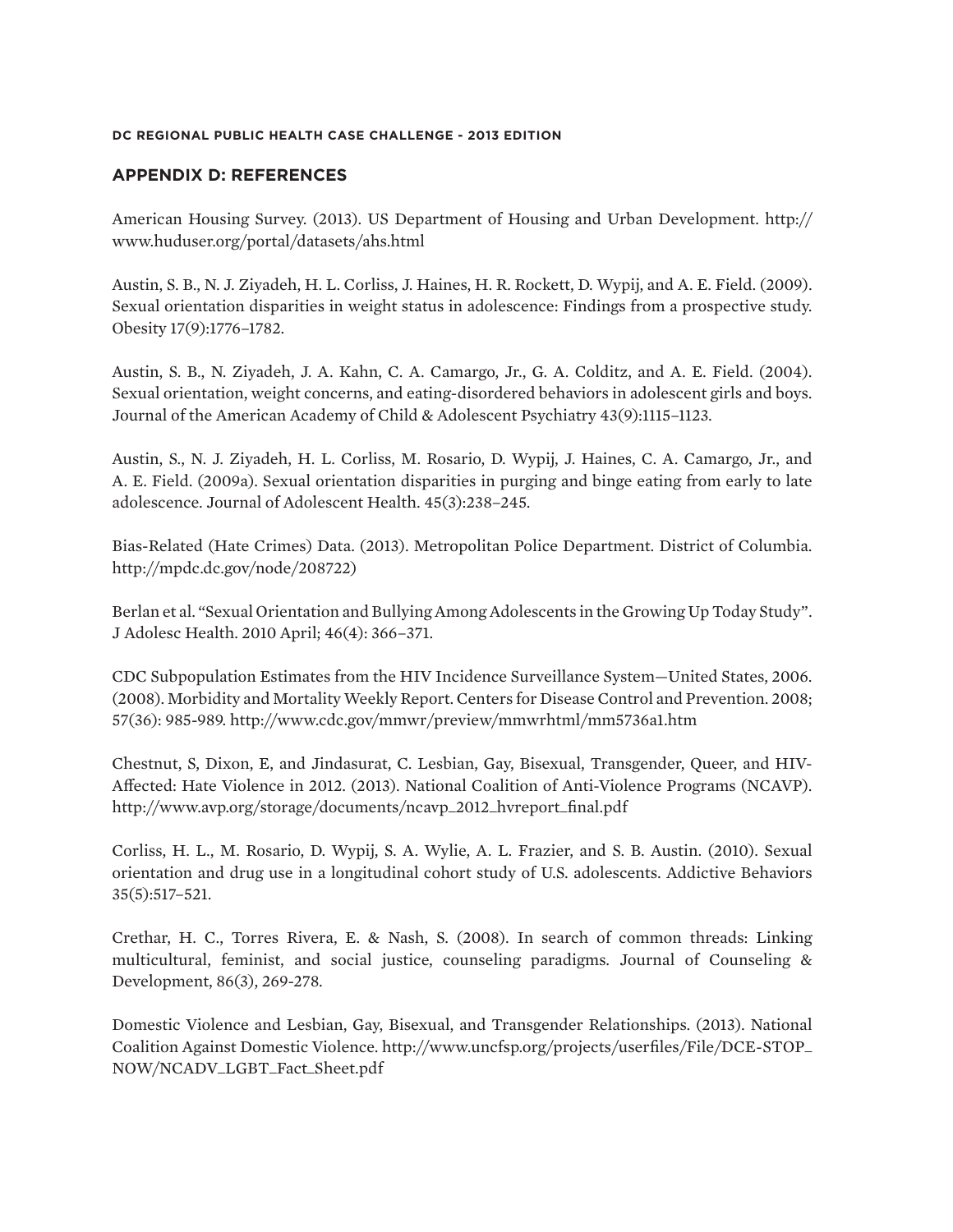## APPENDIX D: REFERENCES

American Housing Survey. (2013). US Department of Housing and Urban Development. http://www.huduser.org/portal/datasets/ahs.html

Austin, S. B., N. J. Ziyadeh, H. L. Corliss, J. Haines, H. R. Rockett, D. Wypij, and A. E. Field. (2009). Sexual orientation disparities in weight status in adolescence: Findings from a prospective study. Obesity 17(9):1776–1782.

Austin, S. B., N. Ziyadeh, J. A. Kahn, C. A. Camargo, Jr., G. A. Colditz, and A. E. Field. (2004). Sexual orientation, weight concerns, and eating-disordered behaviors in adolescent girls and boys. Journal of the American Academy of Child & Adolescent Psychiatry 43(9):1115–1123.

Austin, S., N. J. Ziyadeh, H. L. Corliss, M. Rosario, D. Wypij, J. Haines, C. A. Camargo, Jr., and A. E. Field. (2009a). Sexual orientation disparities in purging and binge eating from early to late adolescence. Journal of Adolescent Health. 45(3):238–245.

Bias-Related (Hate Crimes) Data. (2013). Metropolitan Police Department. District of Columbia. http://mpdc.dc.gov/node/208722)

Berlan et al. "Sexual Orientation and Bullying Among Adolescents in the Growing Up Today Study". J Adolesc Health. 2010 April; 46(4): 366–371.

CDC Subpopulation Estimates from the HIV Incidence Surveillance System—United States, 2006. (2008). Morbidity and Mortality Weekly Report. Centers for Disease Control and Prevention. 2008; 57(36): 985-989. http://www.cdc.gov/mmwr/preview/mmwrhtml/mm5736a1.htm

Chestnut, S, Dixon, E, and Jindasurat, C. Lesbian, Gay, Bisexual, Transgender, Queer, and HIV-Affected: Hate Violence in 2012. (2013). National Coalition of Anti-Violence Programs (NCAVP). http://www.avp.org/storage/documents/ncavp_2012_hvreport_final.pdf

Corliss, H. L., M. Rosario, D. Wypij, S. A. Wylie, A. L. Frazier, and S. B. Austin. (2010). Sexual orientation and drug use in a longitudinal cohort study of U.S. adolescents. Addictive Behaviors 35(5):517–521.

Crethar, H. C., Torres Rivera, E. & Nash, S. (2008). In search of common threads: Linking multicultural, feminist, and social justice, counseling paradigms. Journal of Counseling & Development, 86(3), 269-278.

Domestic Violence and Lesbian, Gay, Bisexual, and Transgender Relationships. (2013). National Coalition Against Domestic Violence. http://www.uncfsp.org/projects/userfiles/File/DCE-STOP_NOW/NCADV_LGBT_Fact_Sheet.pdf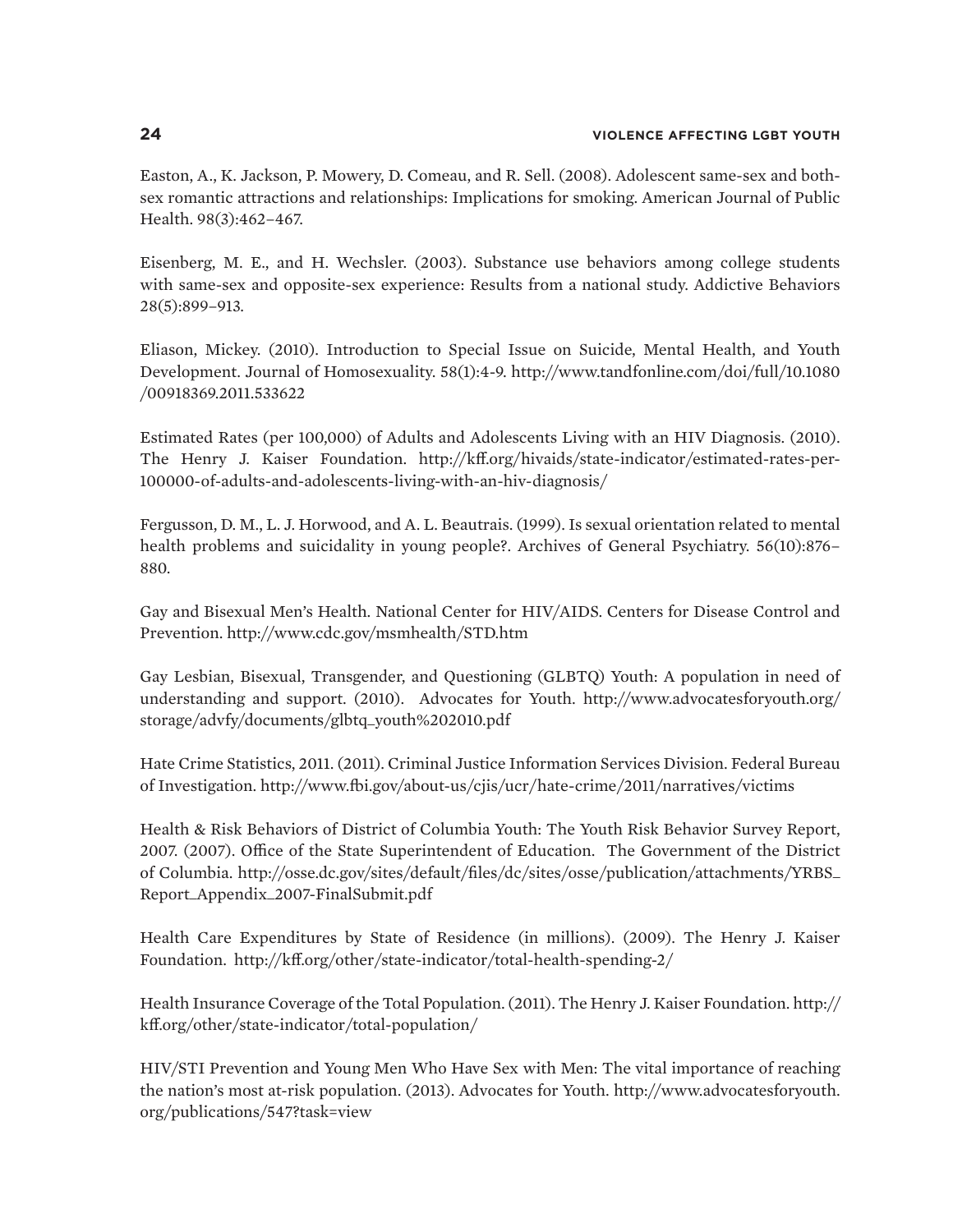Easton, A., K. Jackson, P. Mowery, D. Comeau, and R. Sell. (2008). Adolescent same-sex and both-sex romantic attractions and relationships: Implications for smoking. American Journal of Public Health. 98(3):462–467.

Eisenberg, M. E., and H. Wechsler. (2003). Substance use behaviors among college students with same-sex and opposite-sex experience: Results from a national study. Addictive Behaviors 28(5):899–913.

Eliason, Mickey. (2010). Introduction to Special Issue on Suicide, Mental Health, and Youth Development. Journal of Homosexuality. 58(1):4-9. http://www.tandfonline.com/doi/full/10.1080/00918369.2011.533622

Estimated Rates (per 100,000) of Adults and Adolescents Living with an HIV Diagnosis. (2010). The Henry J. Kaiser Foundation. http://kff.org/hivaids/state-indicator/estimated-rates-per-100000-of-adults-and-adolescents-living-with-an-hiv-diagnosis/

Fergusson, D. M., L. J. Horwood, and A. L. Beautrais. (1999). Is sexual orientation related to mental health problems and suicidality in young people?. Archives of General Psychiatry. 56(10):876–880.

Gay and Bisexual Men's Health. National Center for HIV/AIDS. Centers for Disease Control and Prevention. http://www.cdc.gov/msmhealth/STD.htm

Gay Lesbian, Bisexual, Transgender, and Questioning (GLBTQ) Youth: A population in need of understanding and support. (2010). Advocates for Youth. http://www.advocatesforyouth.org/storage/advfy/documents/glbtq_youth%202010.pdf

Hate Crime Statistics, 2011. (2011). Criminal Justice Information Services Division. Federal Bureau of Investigation. http://www.fbi.gov/about-us/cjis/ucr/hate-crime/2011/narratives/victims

Health & Risk Behaviors of District of Columbia Youth: The Youth Risk Behavior Survey Report, 2007. (2007). Office of the State Superintendent of Education. The Government of the District of Columbia. http://osse.dc.gov/sites/default/files/dc/sites/osse/publication/attachments/YRBS_Report_Appendix_2007-FinalSubmit.pdf

Health Care Expenditures by State of Residence (in millions). (2009). The Henry J. Kaiser Foundation. http://kff.org/other/state-indicator/total-health-spending-2/

Health Insurance Coverage of the Total Population. (2011). The Henry J. Kaiser Foundation. http://kff.org/other/state-indicator/total-population/

HIV/STI Prevention and Young Men Who Have Sex with Men: The vital importance of reaching the nation's most at-risk population. (2013). Advocates for Youth. http://www.advocatesforyouth.org/publications/547?task=view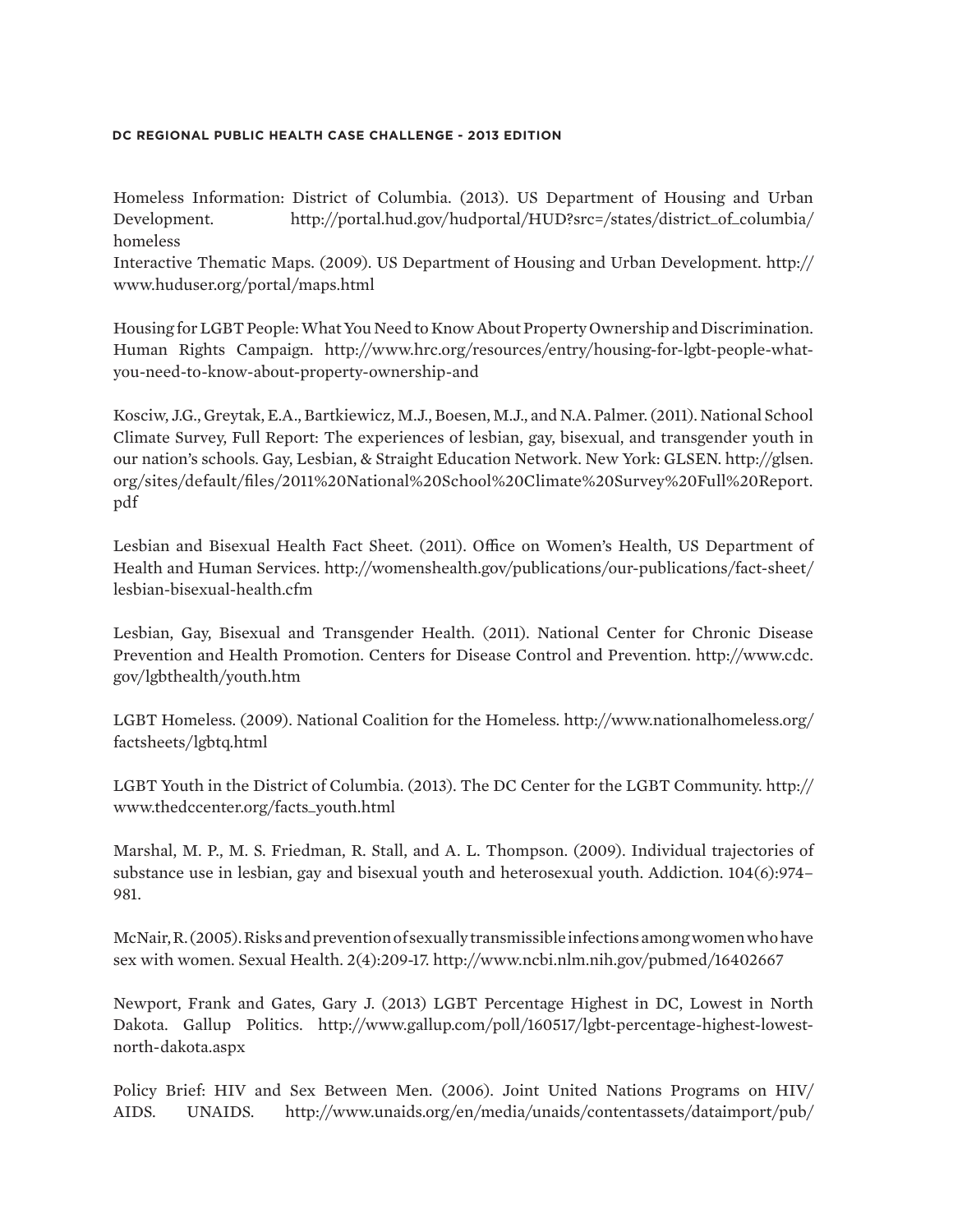Homeless Information: District of Columbia. (2013). US Department of Housing and Urban Development. http://portal.hud.gov/hudportal/HUD?src=/states/district_of_columbia/homeless

Interactive Thematic Maps. (2009). US Department of Housing and Urban Development. http://www.huduser.org/portal/maps.html

Housing for LGBT People: What You Need to Know About Property Ownership and Discrimination. Human Rights Campaign. http://www.hrc.org/resources/entry/housing-for-lgbt-people-what-you-need-to-know-about-property-ownership-and

Kosciw, J.G., Greytak, E.A., Bartkiewicz, M.J., Boesen, M.J., and N.A. Palmer. (2011). National School Climate Survey, Full Report: The experiences of lesbian, gay, bisexual, and transgender youth in our nation's schools. Gay, Lesbian, & Straight Education Network. New York: GLSEN. http://glsen.org/sites/default/files/2011%20National%20School%20Climate%20Survey%20Full%20Report.pdf

Lesbian and Bisexual Health Fact Sheet. (2011). Office on Women's Health, US Department of Health and Human Services. http://womenshealth.gov/publications/our-publications/fact-sheet/lesbian-bisexual-health.cfm

Lesbian, Gay, Bisexual and Transgender Health. (2011). National Center for Chronic Disease Prevention and Health Promotion. Centers for Disease Control and Prevention. http://www.cdc.gov/lgbthealth/youth.htm

LGBT Homeless. (2009). National Coalition for the Homeless. http://www.nationalhomeless.org/factsheets/lgbtq.html

LGBT Youth in the District of Columbia. (2013). The DC Center for the LGBT Community. http://www.thedccenter.org/facts_youth.html

Marshal, M. P., M. S. Friedman, R. Stall, and A. L. Thompson. (2009). Individual trajectories of substance use in lesbian, gay and bisexual youth and heterosexual youth. Addiction. 104(6):974–981.

McNair, R. (2005). Risks and prevention of sexually transmissible infections among women who have sex with women. Sexual Health. 2(4):209-17. http://www.ncbi.nlm.nih.gov/pubmed/16402667

Newport, Frank and Gates, Gary J. (2013) LGBT Percentage Highest in DC, Lowest in North Dakota. Gallup Politics. http://www.gallup.com/poll/160517/lgbt-percentage-highest-lowest-north-dakota.aspx

Policy Brief: HIV and Sex Between Men. (2006). Joint United Nations Programs on HIV/AIDS. UNAIDS. http://www.unaids.org/en/media/unaids/contentassets/dataimport/pub/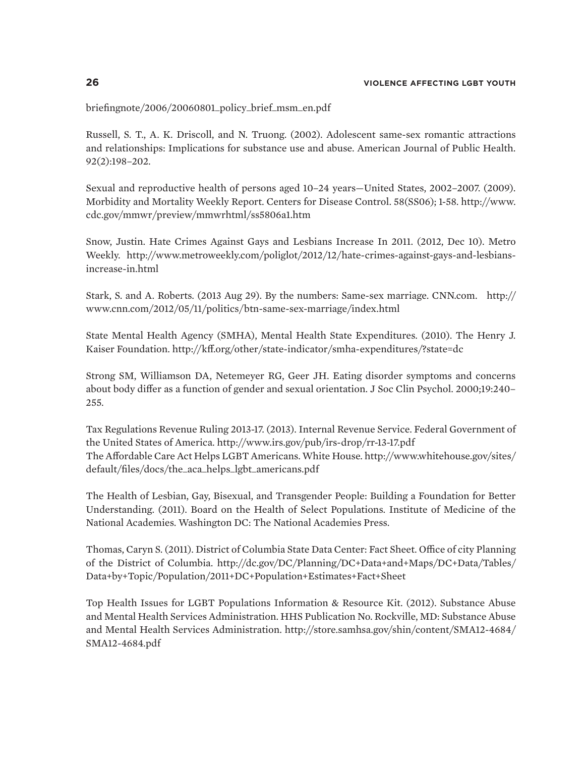briefingnote/2006/20060801_policy_brief_msm_en.pdf

Russell, S. T., A. K. Driscoll, and N. Truong. (2002). Adolescent same-sex romantic attractions and relationships: Implications for substance use and abuse. American Journal of Public Health. 92(2):198–202.

Sexual and reproductive health of persons aged 10–24 years—United States, 2002–2007. (2009). Morbidity and Mortality Weekly Report. Centers for Disease Control. 58(SS06); 1-58. http://www.cdc.gov/mmwr/preview/mmwrhtml/ss5806a1.htm

Snow, Justin. Hate Crimes Against Gays and Lesbians Increase In 2011. (2012, Dec 10). Metro Weekly. http://www.metroweekly.com/poliglot/2012/12/hate-crimes-against-gays-and-lesbians-increase-in.html

Stark, S. and A. Roberts. (2013 Aug 29). By the numbers: Same-sex marriage. CNN.com. http://www.cnn.com/2012/05/11/politics/btn-same-sex-marriage/index.html

State Mental Health Agency (SMHA), Mental Health State Expenditures. (2010). The Henry J. Kaiser Foundation. http://kff.org/other/state-indicator/smha-expenditures/?state=dc

Strong SM, Williamson DA, Netemeyer RG, Geer JH. Eating disorder symptoms and concerns about body differ as a function of gender and sexual orientation. J Soc Clin Psychol. 2000;19:240–255.

Tax Regulations Revenue Ruling 2013-17. (2013). Internal Revenue Service. Federal Government of the United States of America. http://www.irs.gov/pub/irs-drop/rr-13-17.pdf
The Affordable Care Act Helps LGBT Americans. White House. http://www.whitehouse.gov/sites/default/files/docs/the_aca_helps_lgbt_americans.pdf

The Health of Lesbian, Gay, Bisexual, and Transgender People: Building a Foundation for Better Understanding. (2011). Board on the Health of Select Populations. Institute of Medicine of the National Academies. Washington DC: The National Academies Press.

Thomas, Caryn S. (2011). District of Columbia State Data Center: Fact Sheet. Office of city Planning of the District of Columbia. http://dc.gov/DC/Planning/DC+Data+and+Maps/DC+Data/Tables/Data+by+Topic/Population/2011+DC+Population+Estimates+Fact+Sheet

Top Health Issues for LGBT Populations Information & Resource Kit. (2012). Substance Abuse and Mental Health Services Administration. HHS Publication No. Rockville, MD: Substance Abuse and Mental Health Services Administration. http://store.samhsa.gov/shin/content/SMA12-4684/SMA12-4684.pdf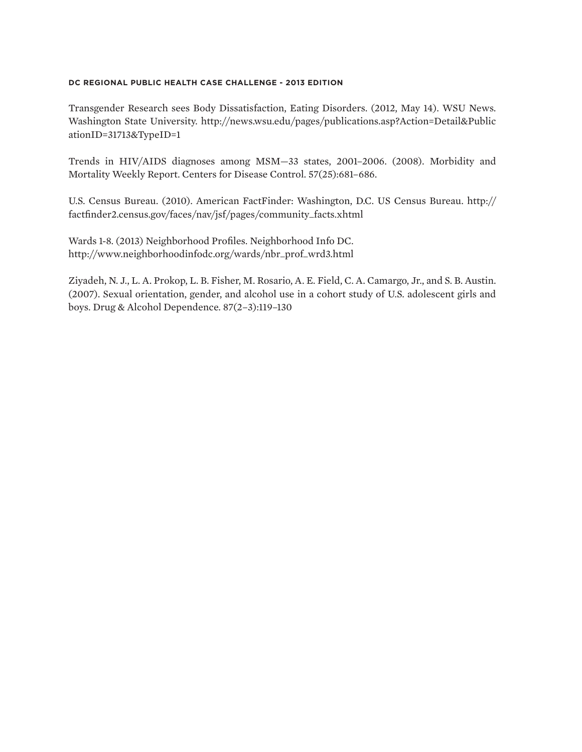Transgender Research sees Body Dissatisfaction, Eating Disorders. (2012, May 14). WSU News. Washington State University. http://news.wsu.edu/pages/publications.asp?Action=Detail&PublicationID=31713&TypeID=1

Trends in HIV/AIDS diagnoses among MSM—33 states, 2001–2006. (2008). Morbidity and Mortality Weekly Report. Centers for Disease Control. 57(25):681–686.

U.S. Census Bureau. (2010). American FactFinder: Washington, D.C. US Census Bureau. http://factfinder2.census.gov/faces/nav/jsf/pages/community_facts.xhtml

Wards 1-8. (2013) Neighborhood Profiles. Neighborhood Info DC. http://www.neighborhoodinfodc.org/wards/nbr_prof_wrd3.html

Ziyadeh, N. J., L. A. Prokop, L. B. Fisher, M. Rosario, A. E. Field, C. A. Camargo, Jr., and S. B. Austin. (2007). Sexual orientation, gender, and alcohol use in a cohort study of U.S. adolescent girls and boys. Drug & Alcohol Dependence. 87(2–3):119–130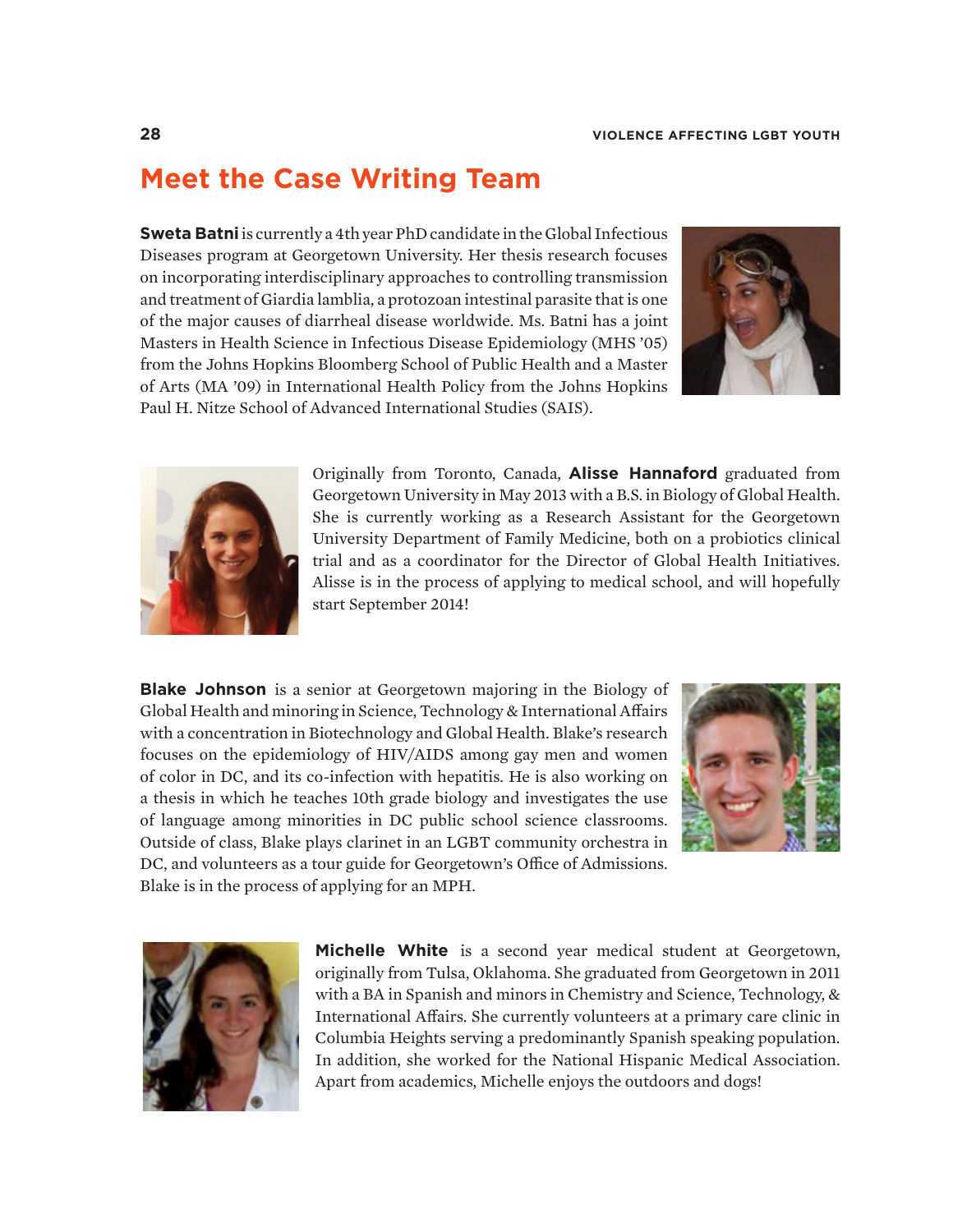# Meet the Case Writing Team

**Sweta Batni** is currently a 4th year PhD candidate in the Global Infectious Diseases program at Georgetown University. Her thesis research focuses on incorporating interdisciplinary approaches to controlling transmission and treatment of Giardia lamblia, a protozoan intestinal parasite that is one of the major causes of diarrheal disease worldwide. Ms. Batni has a joint Masters in Health Science in Infectious Disease Epidemiology (MHS '05) from the Johns Hopkins Bloomberg School of Public Health and a Master of Arts (MA '09) in International Health Policy from the Johns Hopkins Paul H. Nitze School of Advanced International Studies (SAIS).

Originally from Toronto, Canada, **Alisse Hannaford** graduated from Georgetown University in May 2013 with a B.S. in Biology of Global Health. She is currently working as a Research Assistant for the Georgetown University Department of Family Medicine, both on a probiotics clinical trial and as a coordinator for the Director of Global Health Initiatives. Alisse is in the process of applying to medical school, and will hopefully start September 2014!

**Blake Johnson** is a senior at Georgetown majoring in the Biology of Global Health and minoring in Science, Technology & International Affairs with a concentration in Biotechnology and Global Health. Blake's research focuses on the epidemiology of HIV/AIDS among gay men and women of color in DC, and its co-infection with hepatitis. He is also working on a thesis in which he teaches 10th grade biology and investigates the use of language among minorities in DC public school science classrooms. Outside of class, Blake plays clarinet in an LGBT community orchestra in DC, and volunteers as a tour guide for Georgetown's Office of Admissions. Blake is in the process of applying for an MPH.

**Michelle White** is a second year medical student at Georgetown, originally from Tulsa, Oklahoma. She graduated from Georgetown in 2011 with a BA in Spanish and minors in Chemistry and Science, Technology, & International Affairs. She currently volunteers at a primary care clinic in Columbia Heights serving a predominantly Spanish speaking population. In addition, she worked for the National Hispanic Medical Association. Apart from academics, Michelle enjoys the outdoors and dogs!